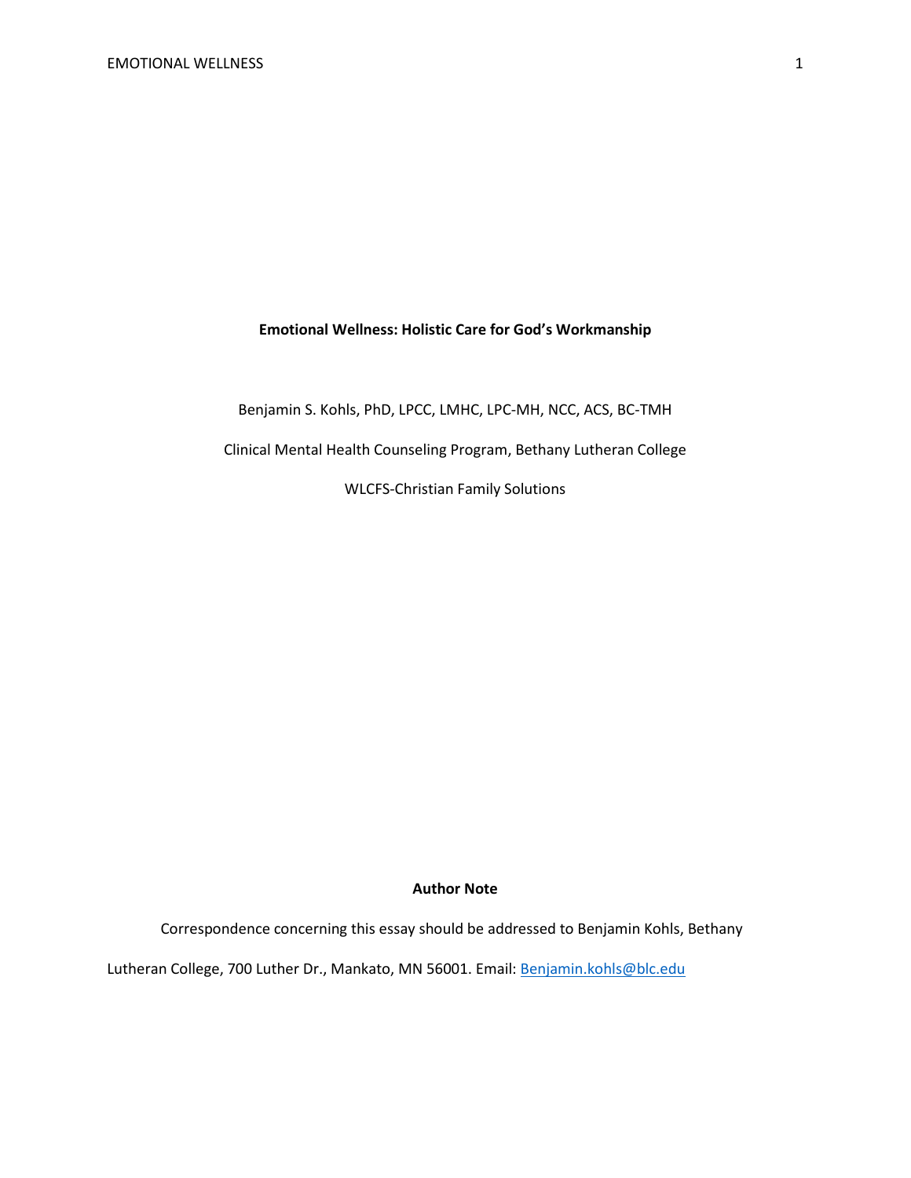# Emotional Wellness: Holistic Care for God's Workmanship

Benjamin S. Kohls, PhD, LPCC, LMHC, LPC-MH, NCC, ACS, BC-TMH

Clinical Mental Health Counseling Program, Bethany Lutheran College

WLCFS-Christian Family Solutions

**Author Note**

Correspondence concerning this essay should be addressed to Benjamin Kohls, Bethany Lutheran College, 700 Luther Dr., Mankato, MN 56001. Email: Benjamin.kohls@blc.edu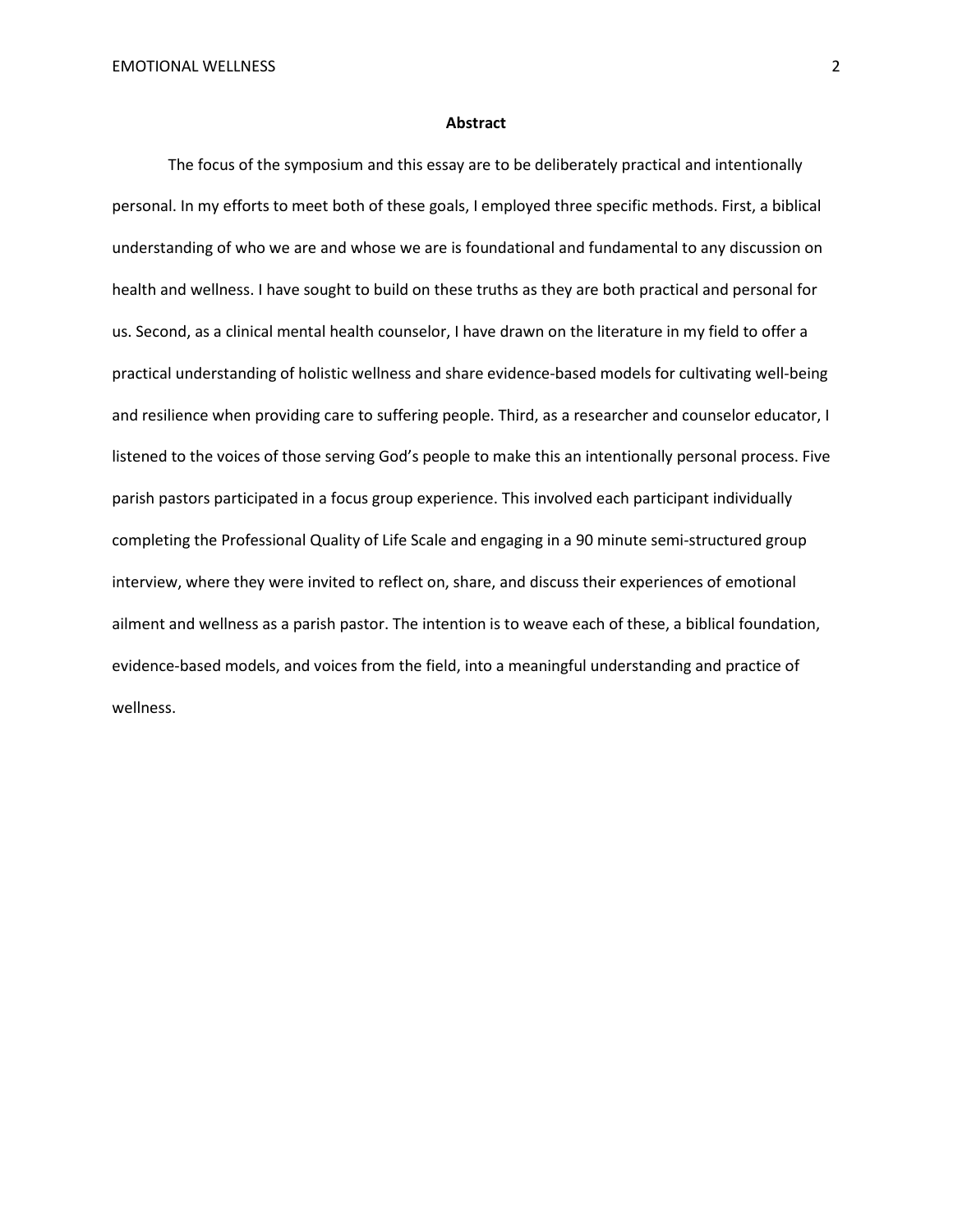**Abstract**

The focus of the symposium and this essay are to be deliberately practical and intentionally personal. In my efforts to meet both of these goals, I employed three specific methods. First, a biblical understanding of who we are and whose we are is foundational and fundamental to any discussion on health and wellness. I have sought to build on these truths as they are both practical and personal for us. Second, as a clinical mental health counselor, I have drawn on the literature in my field to offer a practical understanding of holistic wellness and share evidence-based models for cultivating well-being and resilience when providing care to suffering people. Third, as a researcher and counselor educator, I listened to the voices of those serving God's people to make this an intentionally personal process. Five parish pastors participated in a focus group experience. This involved each participant individually completing the Professional Quality of Life Scale and engaging in a 90 minute semi-structured group interview, where they were invited to reflect on, share, and discuss their experiences of emotional ailment and wellness as a parish pastor. The intention is to weave each of these, a biblical foundation, evidence-based models, and voices from the field, into a meaningful understanding and practice of wellness.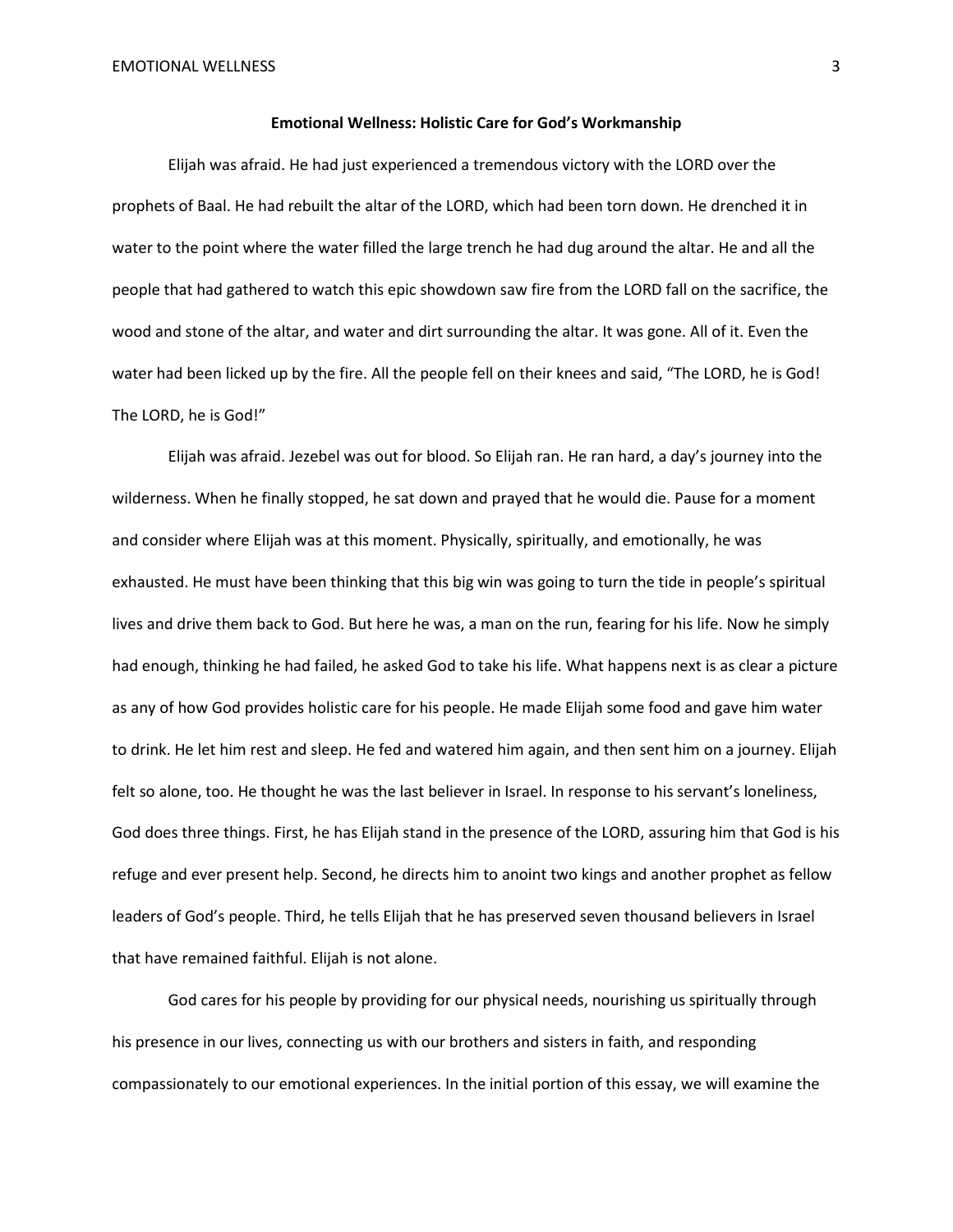**Emotional Wellness: Holistic Care for God's Workmanship**

Elijah was afraid. He had just experienced a tremendous victory with the LORD over the prophets of Baal. He had rebuilt the altar of the LORD, which had been torn down. He drenched it in water to the point where the water filled the large trench he had dug around the altar. He and all the people that had gathered to watch this epic showdown saw fire from the LORD fall on the sacrifice, the wood and stone of the altar, and water and dirt surrounding the altar. It was gone. All of it. Even the water had been licked up by the fire. All the people fell on their knees and said, "The LORD, he is God! The LORD, he is God!"

Elijah was afraid. Jezebel was out for blood. So Elijah ran. He ran hard, a day's journey into the wilderness. When he finally stopped, he sat down and prayed that he would die. Pause for a moment and consider where Elijah was at this moment. Physically, spiritually, and emotionally, he was exhausted. He must have been thinking that this big win was going to turn the tide in people's spiritual lives and drive them back to God. But here he was, a man on the run, fearing for his life. Now he simply had enough, thinking he had failed, he asked God to take his life. What happens next is as clear a picture as any of how God provides holistic care for his people. He made Elijah some food and gave him water to drink. He let him rest and sleep. He fed and watered him again, and then sent him on a journey. Elijah felt so alone, too. He thought he was the last believer in Israel. In response to his servant's loneliness, God does three things. First, he has Elijah stand in the presence of the LORD, assuring him that God is his refuge and ever present help. Second, he directs him to anoint two kings and another prophet as fellow leaders of God's people. Third, he tells Elijah that he has preserved seven thousand believers in Israel that have remained faithful. Elijah is not alone.

God cares for his people by providing for our physical needs, nourishing us spiritually through his presence in our lives, connecting us with our brothers and sisters in faith, and responding compassionately to our emotional experiences. In the initial portion of this essay, we will examine the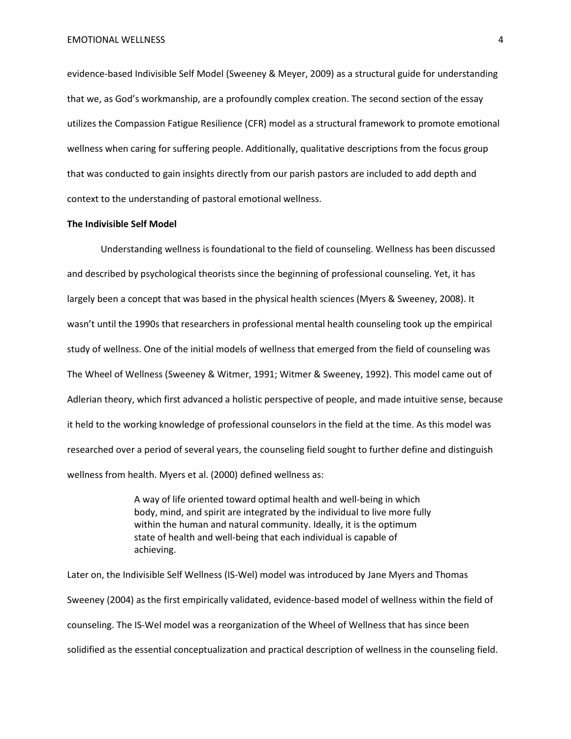evidence-based Indivisible Self Model (Sweeney & Meyer, 2009) as a structural guide for understanding that we, as God's workmanship, are a profoundly complex creation. The second section of the essay utilizes the Compassion Fatigue Resilience (CFR) model as a structural framework to promote emotional wellness when caring for suffering people. Additionally, qualitative descriptions from the focus group that was conducted to gain insights directly from our parish pastors are included to add depth and context to the understanding of pastoral emotional wellness.

**The Indivisible Self Model**

Understanding wellness is foundational to the field of counseling. Wellness has been discussed and described by psychological theorists since the beginning of professional counseling. Yet, it has largely been a concept that was based in the physical health sciences (Myers & Sweeney, 2008). It wasn't until the 1990s that researchers in professional mental health counseling took up the empirical study of wellness. One of the initial models of wellness that emerged from the field of counseling was The Wheel of Wellness (Sweeney & Witmer, 1991; Witmer & Sweeney, 1992). This model came out of Adlerian theory, which first advanced a holistic perspective of people, and made intuitive sense, because it held to the working knowledge of professional counselors in the field at the time. As this model was researched over a period of several years, the counseling field sought to further define and distinguish wellness from health. Myers et al. (2000) defined wellness as:

> A way of life oriented toward optimal health and well-being in which body, mind, and spirit are integrated by the individual to live more fully within the human and natural community. Ideally, it is the optimum state of health and well-being that each individual is capable of achieving.

Later on, the Indivisible Self Wellness (IS-Wel) model was introduced by Jane Myers and Thomas Sweeney (2004) as the first empirically validated, evidence-based model of wellness within the field of counseling. The IS-Wel model was a reorganization of the Wheel of Wellness that has since been solidified as the essential conceptualization and practical description of wellness in the counseling field.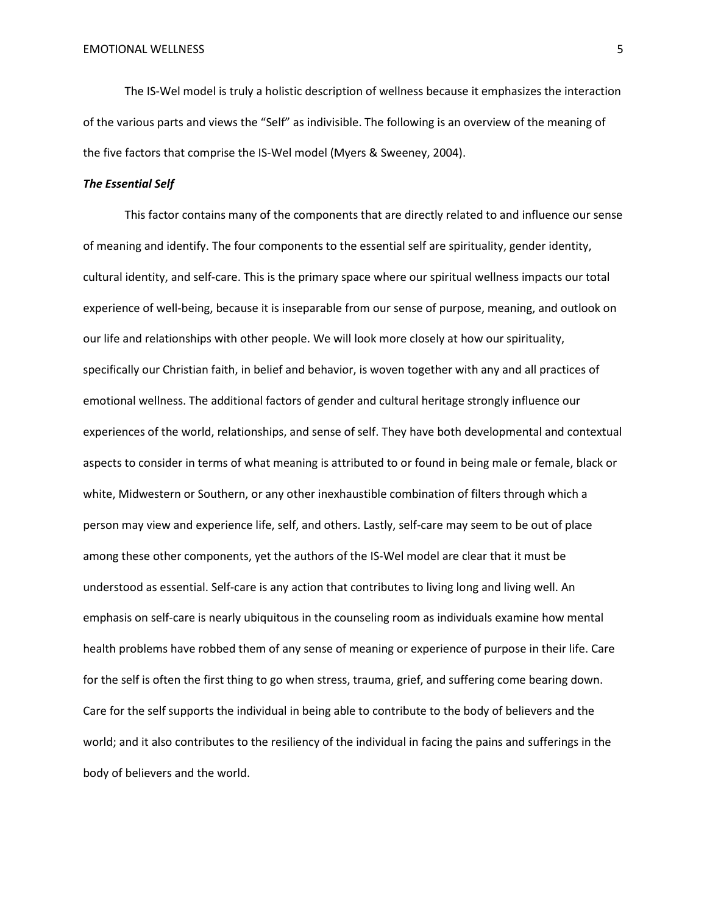The IS-Wel model is truly a holistic description of wellness because it emphasizes the interaction of the various parts and views the "Self" as indivisible. The following is an overview of the meaning of the five factors that comprise the IS-Wel model (Myers & Sweeney, 2004).

***The Essential Self***

This factor contains many of the components that are directly related to and influence our sense of meaning and identify. The four components to the essential self are spirituality, gender identity, cultural identity, and self-care. This is the primary space where our spiritual wellness impacts our total experience of well-being, because it is inseparable from our sense of purpose, meaning, and outlook on our life and relationships with other people. We will look more closely at how our spirituality, specifically our Christian faith, in belief and behavior, is woven together with any and all practices of emotional wellness. The additional factors of gender and cultural heritage strongly influence our experiences of the world, relationships, and sense of self. They have both developmental and contextual aspects to consider in terms of what meaning is attributed to or found in being male or female, black or white, Midwestern or Southern, or any other inexhaustible combination of filters through which a person may view and experience life, self, and others. Lastly, self-care may seem to be out of place among these other components, yet the authors of the IS-Wel model are clear that it must be understood as essential. Self-care is any action that contributes to living long and living well. An emphasis on self-care is nearly ubiquitous in the counseling room as individuals examine how mental health problems have robbed them of any sense of meaning or experience of purpose in their life. Care for the self is often the first thing to go when stress, trauma, grief, and suffering come bearing down. Care for the self supports the individual in being able to contribute to the body of believers and the world; and it also contributes to the resiliency of the individual in facing the pains and sufferings in the body of believers and the world.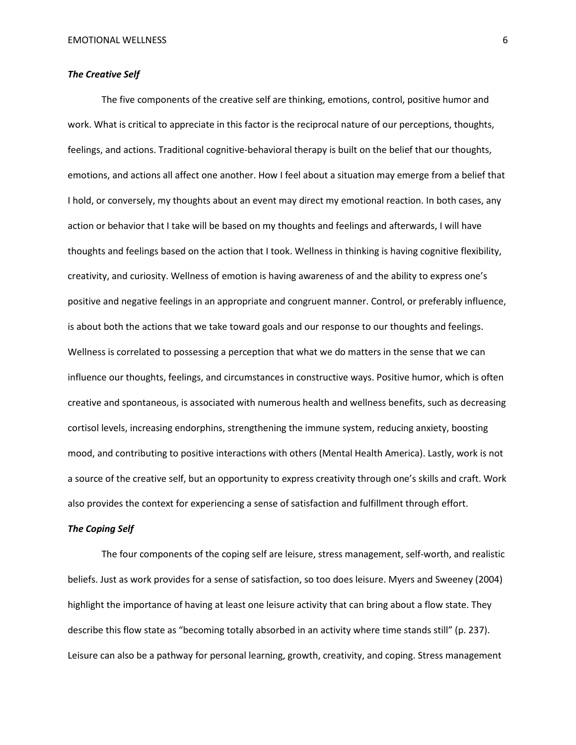### *The Creative Self*

The five components of the creative self are thinking, emotions, control, positive humor and work. What is critical to appreciate in this factor is the reciprocal nature of our perceptions, thoughts, feelings, and actions. Traditional cognitive-behavioral therapy is built on the belief that our thoughts, emotions, and actions all affect one another. How I feel about a situation may emerge from a belief that I hold, or conversely, my thoughts about an event may direct my emotional reaction. In both cases, any action or behavior that I take will be based on my thoughts and feelings and afterwards, I will have thoughts and feelings based on the action that I took. Wellness in thinking is having cognitive flexibility, creativity, and curiosity. Wellness of emotion is having awareness of and the ability to express one's positive and negative feelings in an appropriate and congruent manner. Control, or preferably influence, is about both the actions that we take toward goals and our response to our thoughts and feelings. Wellness is correlated to possessing a perception that what we do matters in the sense that we can influence our thoughts, feelings, and circumstances in constructive ways. Positive humor, which is often creative and spontaneous, is associated with numerous health and wellness benefits, such as decreasing cortisol levels, increasing endorphins, strengthening the immune system, reducing anxiety, boosting mood, and contributing to positive interactions with others (Mental Health America). Lastly, work is not a source of the creative self, but an opportunity to express creativity through one's skills and craft. Work also provides the context for experiencing a sense of satisfaction and fulfillment through effort.

### *The Coping Self*

The four components of the coping self are leisure, stress management, self-worth, and realistic beliefs. Just as work provides for a sense of satisfaction, so too does leisure. Myers and Sweeney (2004) highlight the importance of having at least one leisure activity that can bring about a flow state. They describe this flow state as "becoming totally absorbed in an activity where time stands still" (p. 237). Leisure can also be a pathway for personal learning, growth, creativity, and coping. Stress management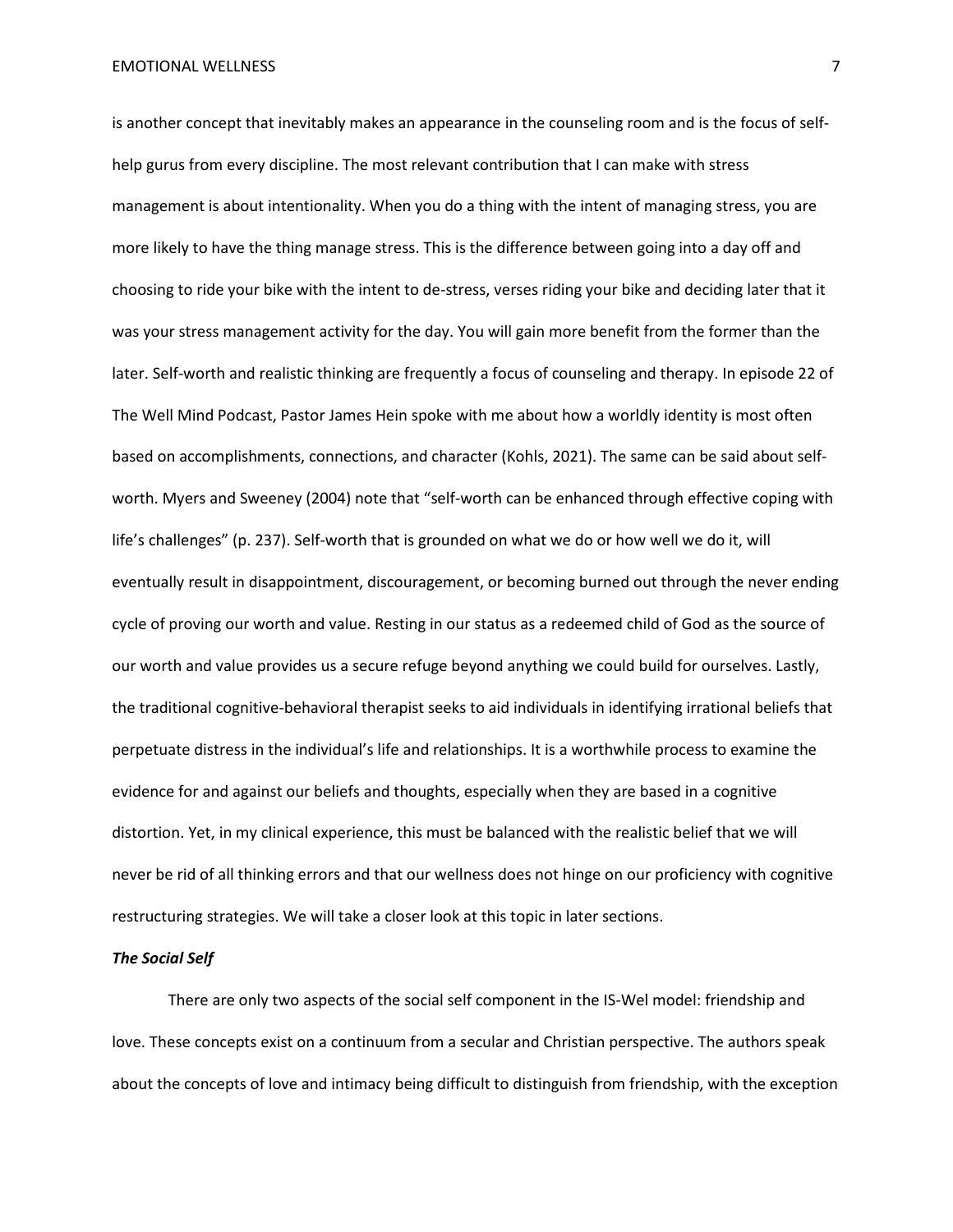is another concept that inevitably makes an appearance in the counseling room and is the focus of self-help gurus from every discipline. The most relevant contribution that I can make with stress management is about intentionality. When you do a thing with the intent of managing stress, you are more likely to have the thing manage stress. This is the difference between going into a day off and choosing to ride your bike with the intent to de-stress, verses riding your bike and deciding later that it was your stress management activity for the day. You will gain more benefit from the former than the later. Self-worth and realistic thinking are frequently a focus of counseling and therapy. In episode 22 of The Well Mind Podcast, Pastor James Hein spoke with me about how a worldly identity is most often based on accomplishments, connections, and character (Kohls, 2021). The same can be said about self-worth. Myers and Sweeney (2004) note that "self-worth can be enhanced through effective coping with life's challenges" (p. 237). Self-worth that is grounded on what we do or how well we do it, will eventually result in disappointment, discouragement, or becoming burned out through the never ending cycle of proving our worth and value. Resting in our status as a redeemed child of God as the source of our worth and value provides us a secure refuge beyond anything we could build for ourselves. Lastly, the traditional cognitive-behavioral therapist seeks to aid individuals in identifying irrational beliefs that perpetuate distress in the individual's life and relationships. It is a worthwhile process to examine the evidence for and against our beliefs and thoughts, especially when they are based in a cognitive distortion. Yet, in my clinical experience, this must be balanced with the realistic belief that we will never be rid of all thinking errors and that our wellness does not hinge on our proficiency with cognitive restructuring strategies. We will take a closer look at this topic in later sections.

### *The Social Self*

There are only two aspects of the social self component in the IS-Wel model: friendship and love. These concepts exist on a continuum from a secular and Christian perspective. The authors speak about the concepts of love and intimacy being difficult to distinguish from friendship, with the exception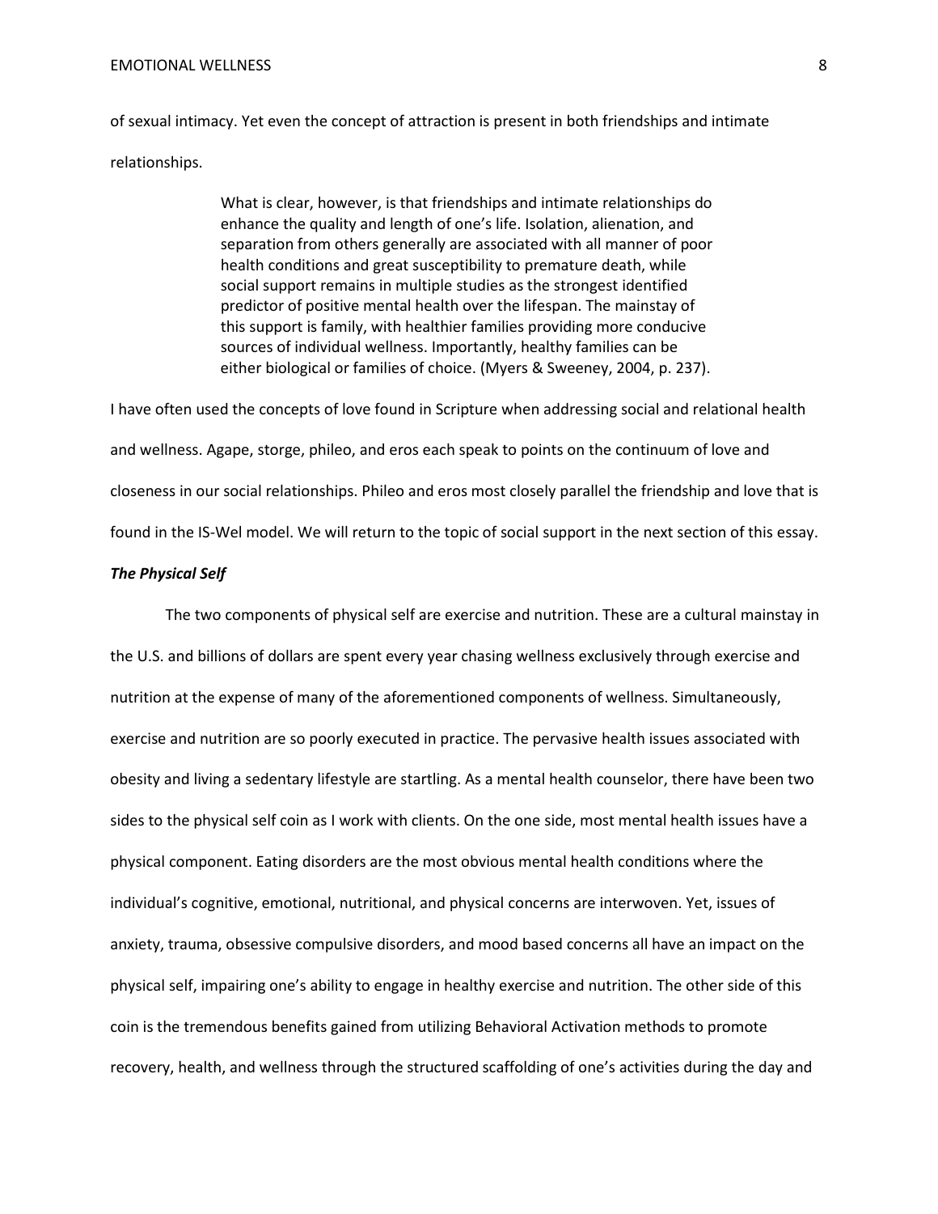of sexual intimacy. Yet even the concept of attraction is present in both friendships and intimate relationships.

> What is clear, however, is that friendships and intimate relationships do enhance the quality and length of one's life. Isolation, alienation, and separation from others generally are associated with all manner of poor health conditions and great susceptibility to premature death, while social support remains in multiple studies as the strongest identified predictor of positive mental health over the lifespan. The mainstay of this support is family, with healthier families providing more conducive sources of individual wellness. Importantly, healthy families can be either biological or families of choice. (Myers & Sweeney, 2004, p. 237).

I have often used the concepts of love found in Scripture when addressing social and relational health and wellness. Agape, storge, phileo, and eros each speak to points on the continuum of love and closeness in our social relationships. Phileo and eros most closely parallel the friendship and love that is found in the IS-Wel model. We will return to the topic of social support in the next section of this essay.

### *The Physical Self*

The two components of physical self are exercise and nutrition. These are a cultural mainstay in the U.S. and billions of dollars are spent every year chasing wellness exclusively through exercise and nutrition at the expense of many of the aforementioned components of wellness. Simultaneously, exercise and nutrition are so poorly executed in practice. The pervasive health issues associated with obesity and living a sedentary lifestyle are startling. As a mental health counselor, there have been two sides to the physical self coin as I work with clients. On the one side, most mental health issues have a physical component. Eating disorders are the most obvious mental health conditions where the individual's cognitive, emotional, nutritional, and physical concerns are interwoven. Yet, issues of anxiety, trauma, obsessive compulsive disorders, and mood based concerns all have an impact on the physical self, impairing one's ability to engage in healthy exercise and nutrition. The other side of this coin is the tremendous benefits gained from utilizing Behavioral Activation methods to promote recovery, health, and wellness through the structured scaffolding of one's activities during the day and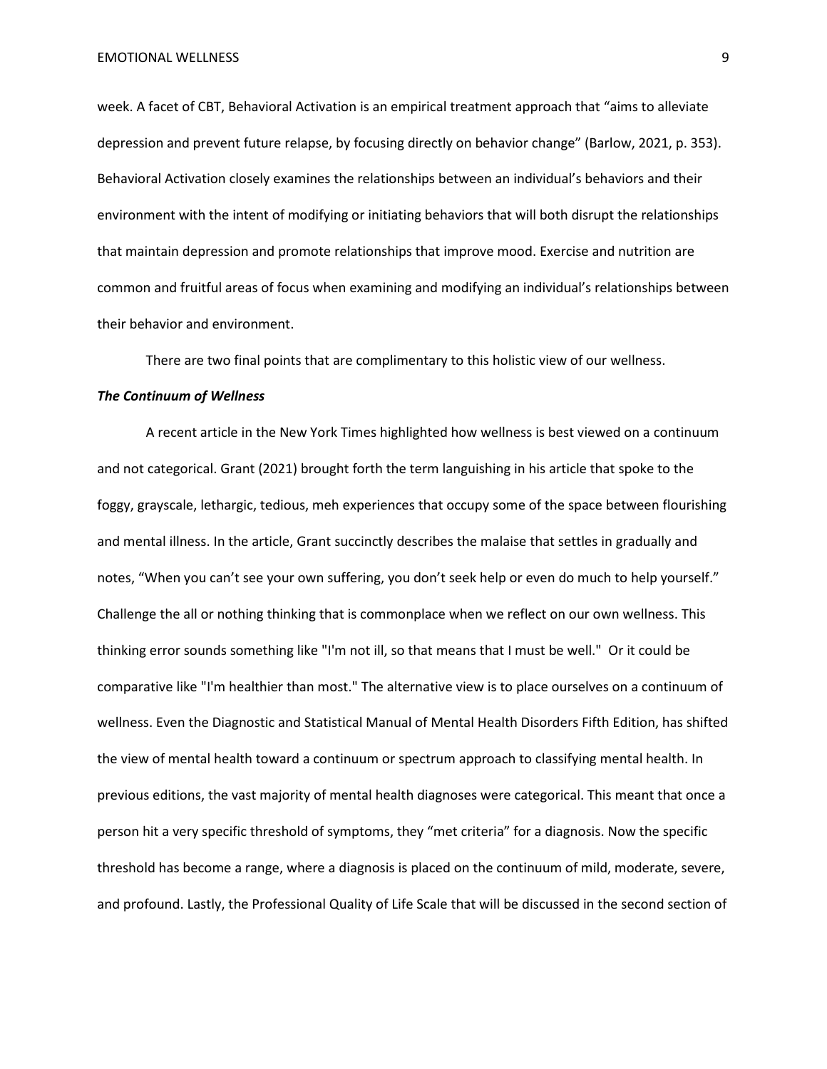week. A facet of CBT, Behavioral Activation is an empirical treatment approach that "aims to alleviate depression and prevent future relapse, by focusing directly on behavior change" (Barlow, 2021, p. 353). Behavioral Activation closely examines the relationships between an individual's behaviors and their environment with the intent of modifying or initiating behaviors that will both disrupt the relationships that maintain depression and promote relationships that improve mood. Exercise and nutrition are common and fruitful areas of focus when examining and modifying an individual's relationships between their behavior and environment.

There are two final points that are complimentary to this holistic view of our wellness.

***The Continuum of Wellness***

A recent article in the New York Times highlighted how wellness is best viewed on a continuum and not categorical. Grant (2021) brought forth the term languishing in his article that spoke to the foggy, grayscale, lethargic, tedious, meh experiences that occupy some of the space between flourishing and mental illness. In the article, Grant succinctly describes the malaise that settles in gradually and notes, "When you can't see your own suffering, you don't seek help or even do much to help yourself." Challenge the all or nothing thinking that is commonplace when we reflect on our own wellness. This thinking error sounds something like "I'm not ill, so that means that I must be well." Or it could be comparative like "I'm healthier than most." The alternative view is to place ourselves on a continuum of wellness. Even the Diagnostic and Statistical Manual of Mental Health Disorders Fifth Edition, has shifted the view of mental health toward a continuum or spectrum approach to classifying mental health. In previous editions, the vast majority of mental health diagnoses were categorical. This meant that once a person hit a very specific threshold of symptoms, they "met criteria" for a diagnosis. Now the specific threshold has become a range, where a diagnosis is placed on the continuum of mild, moderate, severe, and profound. Lastly, the Professional Quality of Life Scale that will be discussed in the second section of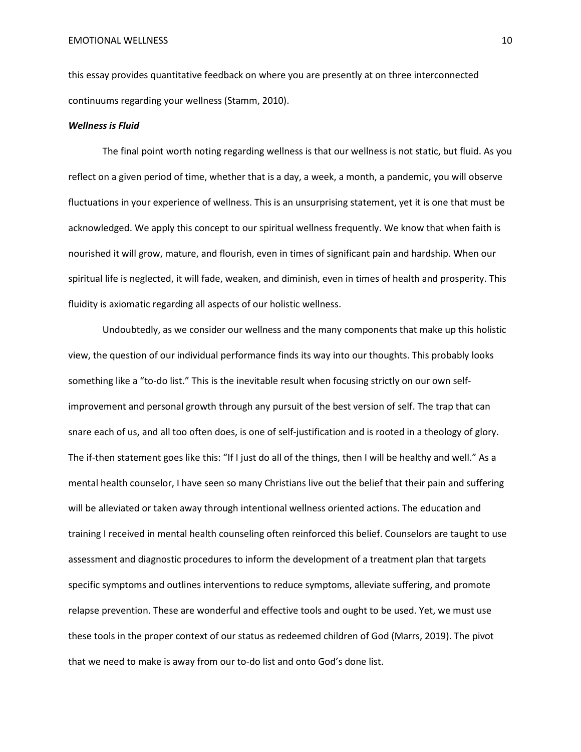this essay provides quantitative feedback on where you are presently at on three interconnected continuums regarding your wellness (Stamm, 2010).

***Wellness is Fluid***

The final point worth noting regarding wellness is that our wellness is not static, but fluid. As you reflect on a given period of time, whether that is a day, a week, a month, a pandemic, you will observe fluctuations in your experience of wellness. This is an unsurprising statement, yet it is one that must be acknowledged. We apply this concept to our spiritual wellness frequently. We know that when faith is nourished it will grow, mature, and flourish, even in times of significant pain and hardship. When our spiritual life is neglected, it will fade, weaken, and diminish, even in times of health and prosperity. This fluidity is axiomatic regarding all aspects of our holistic wellness.

Undoubtedly, as we consider our wellness and the many components that make up this holistic view, the question of our individual performance finds its way into our thoughts. This probably looks something like a "to-do list." This is the inevitable result when focusing strictly on our own self-improvement and personal growth through any pursuit of the best version of self. The trap that can snare each of us, and all too often does, is one of self-justification and is rooted in a theology of glory. The if-then statement goes like this: "If I just do all of the things, then I will be healthy and well." As a mental health counselor, I have seen so many Christians live out the belief that their pain and suffering will be alleviated or taken away through intentional wellness oriented actions. The education and training I received in mental health counseling often reinforced this belief. Counselors are taught to use assessment and diagnostic procedures to inform the development of a treatment plan that targets specific symptoms and outlines interventions to reduce symptoms, alleviate suffering, and promote relapse prevention. These are wonderful and effective tools and ought to be used. Yet, we must use these tools in the proper context of our status as redeemed children of God (Marrs, 2019). The pivot that we need to make is away from our to-do list and onto God's done list.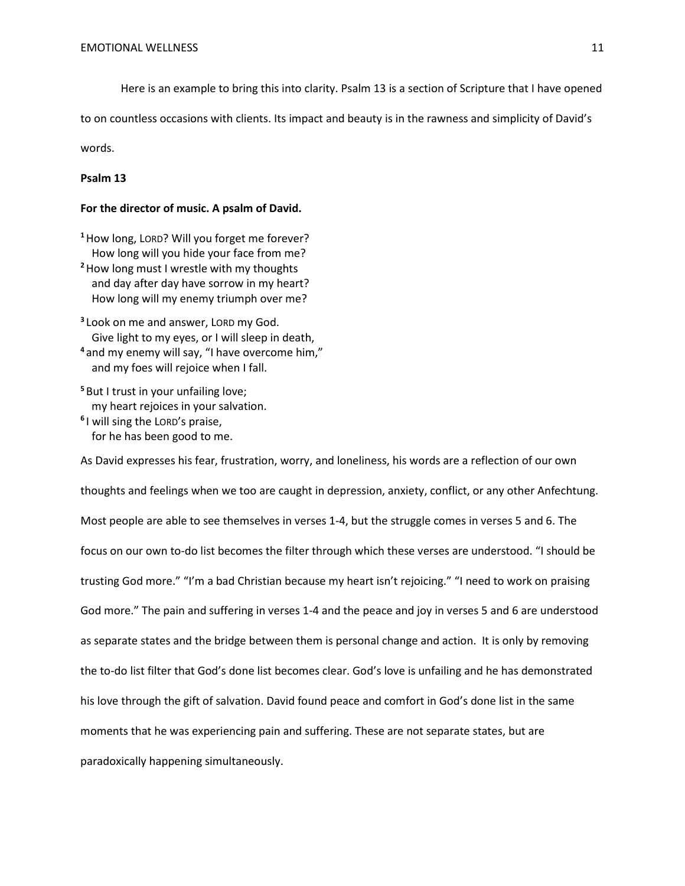Here is an example to bring this into clarity. Psalm 13 is a section of Scripture that I have opened to on countless occasions with clients. Its impact and beauty is in the rawness and simplicity of David's words.

**Psalm 13**

**For the director of music. A psalm of David.**

[1] How long, LORD? Will you forget me forever?  
How long will you hide your face from me?  
[2] How long must I wrestle with my thoughts  
and day after day have sorrow in my heart?  
How long will my enemy triumph over me?

[3] Look on me and answer, LORD my God.  
Give light to my eyes, or I will sleep in death,  
[4] and my enemy will say, "I have overcome him,"  
and my foes will rejoice when I fall.

[5] But I trust in your unfailing love;  
my heart rejoices in your salvation.  
[6] I will sing the LORD's praise,  
for he has been good to me.

As David expresses his fear, frustration, worry, and loneliness, his words are a reflection of our own thoughts and feelings when we too are caught in depression, anxiety, conflict, or any other Anfechtung. Most people are able to see themselves in verses 1-4, but the struggle comes in verses 5 and 6. The focus on our own to-do list becomes the filter through which these verses are understood. "I should be trusting God more." "I'm a bad Christian because my heart isn't rejoicing." "I need to work on praising God more." The pain and suffering in verses 1-4 and the peace and joy in verses 5 and 6 are understood as separate states and the bridge between them is personal change and action. It is only by removing the to-do list filter that God's done list becomes clear. God's love is unfailing and he has demonstrated his love through the gift of salvation. David found peace and comfort in God's done list in the same moments that he was experiencing pain and suffering. These are not separate states, but are paradoxically happening simultaneously.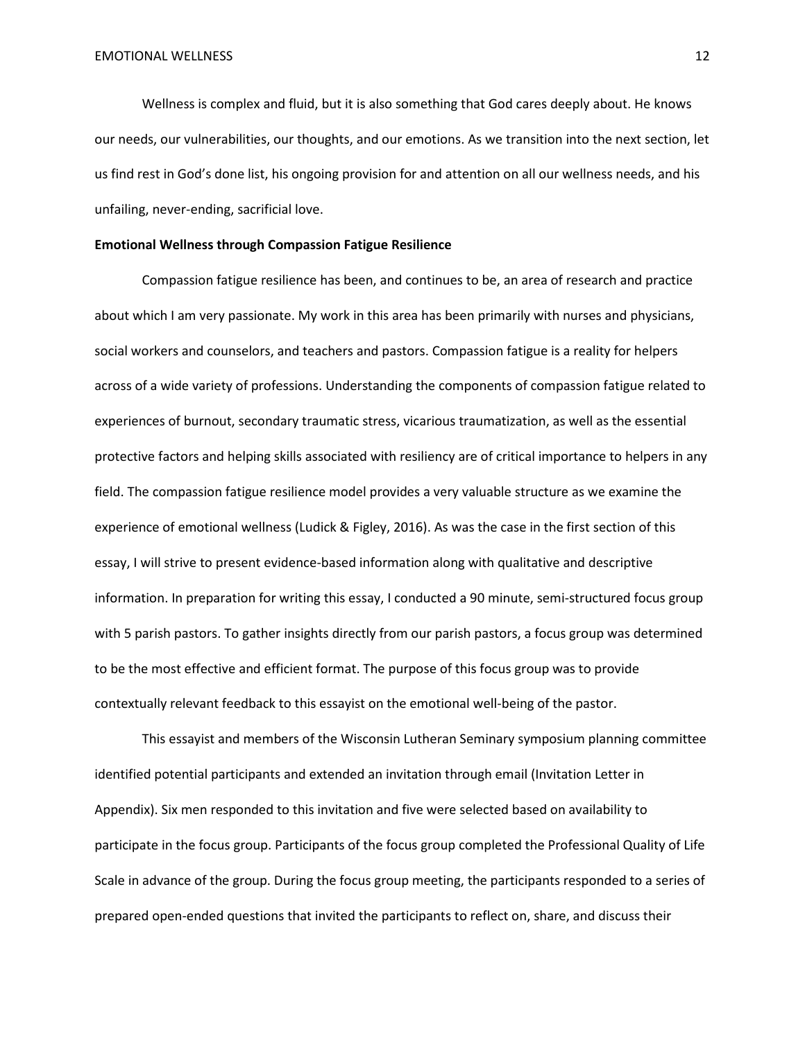Wellness is complex and fluid, but it is also something that God cares deeply about. He knows our needs, our vulnerabilities, our thoughts, and our emotions. As we transition into the next section, let us find rest in God's done list, his ongoing provision for and attention on all our wellness needs, and his unfailing, never-ending, sacrificial love.

**Emotional Wellness through Compassion Fatigue Resilience**

Compassion fatigue resilience has been, and continues to be, an area of research and practice about which I am very passionate. My work in this area has been primarily with nurses and physicians, social workers and counselors, and teachers and pastors. Compassion fatigue is a reality for helpers across of a wide variety of professions. Understanding the components of compassion fatigue related to experiences of burnout, secondary traumatic stress, vicarious traumatization, as well as the essential protective factors and helping skills associated with resiliency are of critical importance to helpers in any field. The compassion fatigue resilience model provides a very valuable structure as we examine the experience of emotional wellness (Ludick & Figley, 2016). As was the case in the first section of this essay, I will strive to present evidence-based information along with qualitative and descriptive information. In preparation for writing this essay, I conducted a 90 minute, semi-structured focus group with 5 parish pastors. To gather insights directly from our parish pastors, a focus group was determined to be the most effective and efficient format. The purpose of this focus group was to provide contextually relevant feedback to this essayist on the emotional well-being of the pastor.

This essayist and members of the Wisconsin Lutheran Seminary symposium planning committee identified potential participants and extended an invitation through email (Invitation Letter in Appendix). Six men responded to this invitation and five were selected based on availability to participate in the focus group. Participants of the focus group completed the Professional Quality of Life Scale in advance of the group. During the focus group meeting, the participants responded to a series of prepared open-ended questions that invited the participants to reflect on, share, and discuss their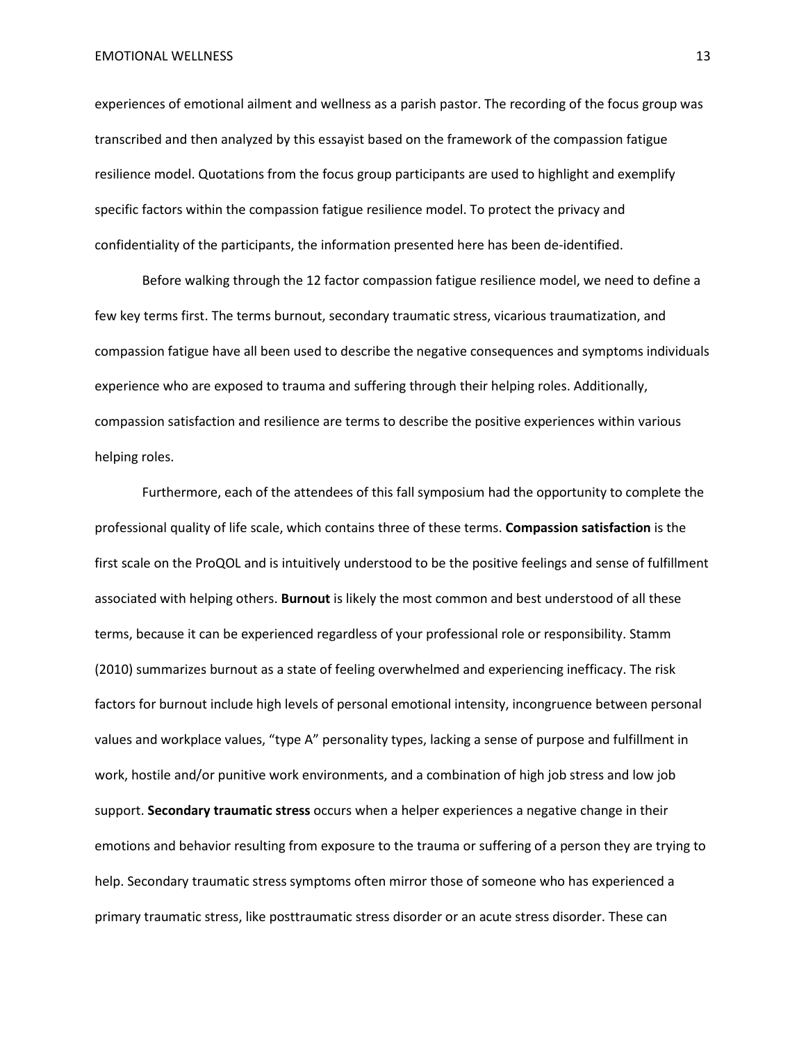experiences of emotional ailment and wellness as a parish pastor. The recording of the focus group was transcribed and then analyzed by this essayist based on the framework of the compassion fatigue resilience model. Quotations from the focus group participants are used to highlight and exemplify specific factors within the compassion fatigue resilience model. To protect the privacy and confidentiality of the participants, the information presented here has been de-identified.

Before walking through the 12 factor compassion fatigue resilience model, we need to define a few key terms first. The terms burnout, secondary traumatic stress, vicarious traumatization, and compassion fatigue have all been used to describe the negative consequences and symptoms individuals experience who are exposed to trauma and suffering through their helping roles. Additionally, compassion satisfaction and resilience are terms to describe the positive experiences within various helping roles.

Furthermore, each of the attendees of this fall symposium had the opportunity to complete the professional quality of life scale, which contains three of these terms. **Compassion satisfaction** is the first scale on the ProQOL and is intuitively understood to be the positive feelings and sense of fulfillment associated with helping others. **Burnout** is likely the most common and best understood of all these terms, because it can be experienced regardless of your professional role or responsibility. Stamm (2010) summarizes burnout as a state of feeling overwhelmed and experiencing inefficacy. The risk factors for burnout include high levels of personal emotional intensity, incongruence between personal values and workplace values, "type A" personality types, lacking a sense of purpose and fulfillment in work, hostile and/or punitive work environments, and a combination of high job stress and low job support. **Secondary traumatic stress** occurs when a helper experiences a negative change in their emotions and behavior resulting from exposure to the trauma or suffering of a person they are trying to help. Secondary traumatic stress symptoms often mirror those of someone who has experienced a primary traumatic stress, like posttraumatic stress disorder or an acute stress disorder. These can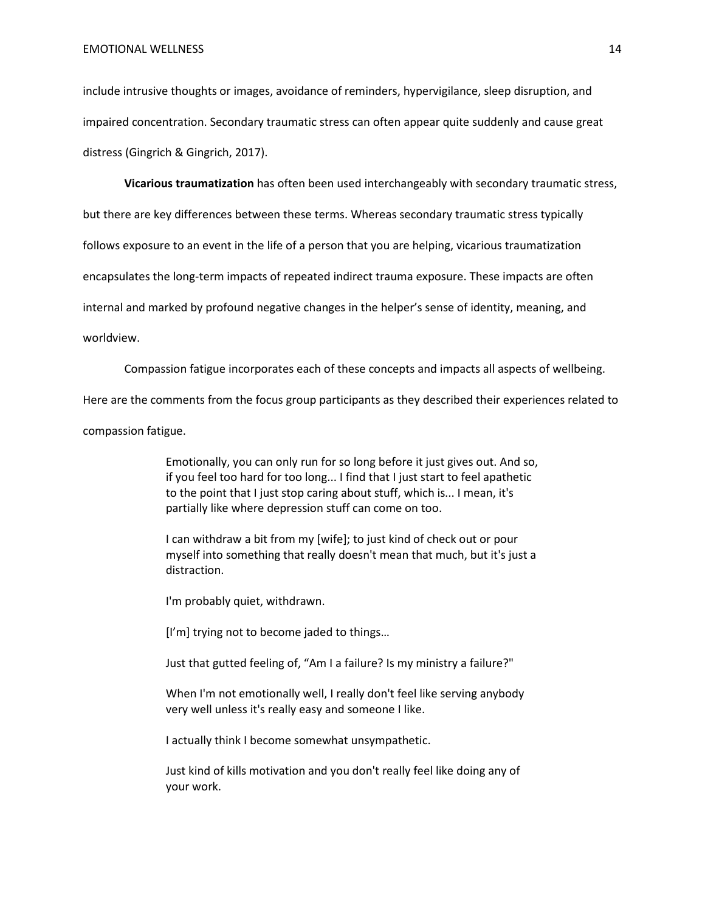include intrusive thoughts or images, avoidance of reminders, hypervigilance, sleep disruption, and impaired concentration. Secondary traumatic stress can often appear quite suddenly and cause great distress (Gingrich & Gingrich, 2017).

**Vicarious traumatization** has often been used interchangeably with secondary traumatic stress, but there are key differences between these terms. Whereas secondary traumatic stress typically follows exposure to an event in the life of a person that you are helping, vicarious traumatization encapsulates the long-term impacts of repeated indirect trauma exposure. These impacts are often internal and marked by profound negative changes in the helper's sense of identity, meaning, and worldview.

Compassion fatigue incorporates each of these concepts and impacts all aspects of wellbeing. Here are the comments from the focus group participants as they described their experiences related to compassion fatigue.

> Emotionally, you can only run for so long before it just gives out. And so, if you feel too hard for too long... I find that I just start to feel apathetic to the point that I just stop caring about stuff, which is... I mean, it's partially like where depression stuff can come on too.
>
> I can withdraw a bit from my [wife]; to just kind of check out or pour myself into something that really doesn't mean that much, but it's just a distraction.
>
> I'm probably quiet, withdrawn.
>
> [I'm] trying not to become jaded to things…
>
> Just that gutted feeling of, "Am I a failure? Is my ministry a failure?"
>
> When I'm not emotionally well, I really don't feel like serving anybody very well unless it's really easy and someone I like.
>
> I actually think I become somewhat unsympathetic.
>
> Just kind of kills motivation and you don't really feel like doing any of your work.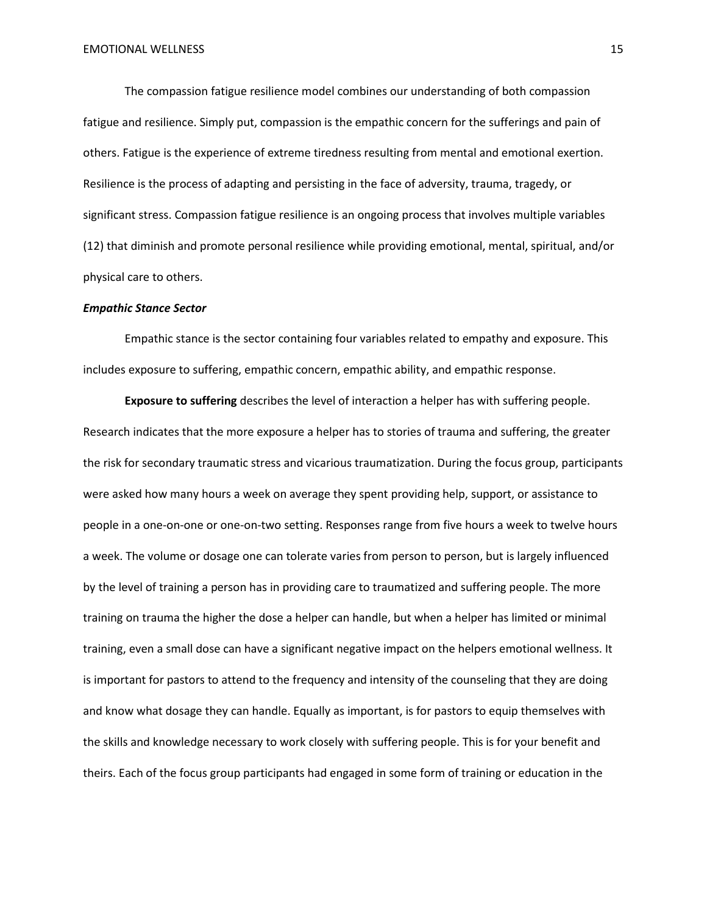The compassion fatigue resilience model combines our understanding of both compassion fatigue and resilience. Simply put, compassion is the empathic concern for the sufferings and pain of others. Fatigue is the experience of extreme tiredness resulting from mental and emotional exertion. Resilience is the process of adapting and persisting in the face of adversity, trauma, tragedy, or significant stress. Compassion fatigue resilience is an ongoing process that involves multiple variables (12) that diminish and promote personal resilience while providing emotional, mental, spiritual, and/or physical care to others.

***Empathic Stance Sector***

Empathic stance is the sector containing four variables related to empathy and exposure. This includes exposure to suffering, empathic concern, empathic ability, and empathic response.

**Exposure to suffering** describes the level of interaction a helper has with suffering people. Research indicates that the more exposure a helper has to stories of trauma and suffering, the greater the risk for secondary traumatic stress and vicarious traumatization. During the focus group, participants were asked how many hours a week on average they spent providing help, support, or assistance to people in a one-on-one or one-on-two setting. Responses range from five hours a week to twelve hours a week. The volume or dosage one can tolerate varies from person to person, but is largely influenced by the level of training a person has in providing care to traumatized and suffering people. The more training on trauma the higher the dose a helper can handle, but when a helper has limited or minimal training, even a small dose can have a significant negative impact on the helpers emotional wellness. It is important for pastors to attend to the frequency and intensity of the counseling that they are doing and know what dosage they can handle. Equally as important, is for pastors to equip themselves with the skills and knowledge necessary to work closely with suffering people. This is for your benefit and theirs. Each of the focus group participants had engaged in some form of training or education in the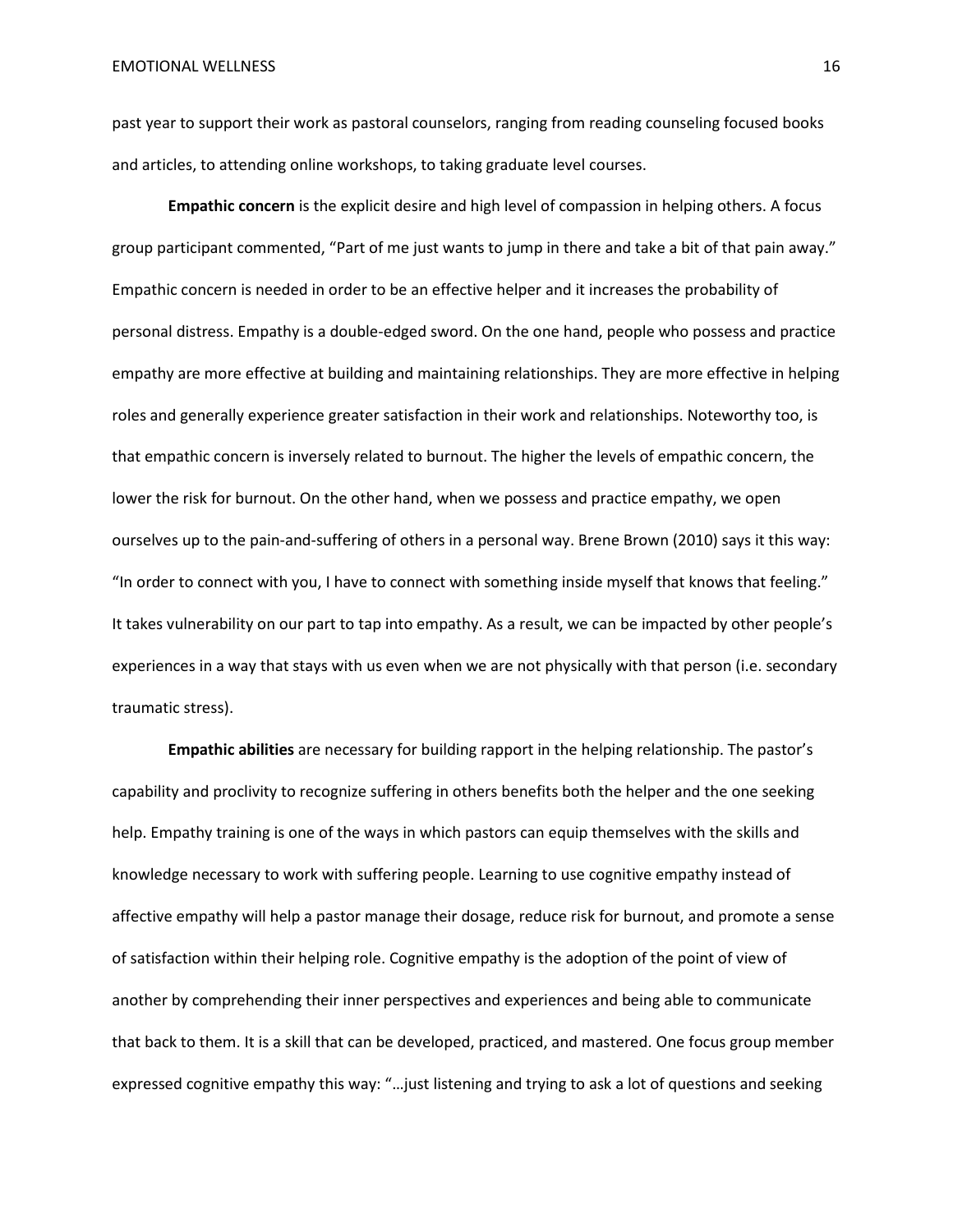past year to support their work as pastoral counselors, ranging from reading counseling focused books and articles, to attending online workshops, to taking graduate level courses.

**Empathic concern** is the explicit desire and high level of compassion in helping others. A focus group participant commented, "Part of me just wants to jump in there and take a bit of that pain away." Empathic concern is needed in order to be an effective helper and it increases the probability of personal distress. Empathy is a double-edged sword. On the one hand, people who possess and practice empathy are more effective at building and maintaining relationships. They are more effective in helping roles and generally experience greater satisfaction in their work and relationships. Noteworthy too, is that empathic concern is inversely related to burnout. The higher the levels of empathic concern, the lower the risk for burnout. On the other hand, when we possess and practice empathy, we open ourselves up to the pain-and-suffering of others in a personal way. Brene Brown (2010) says it this way: "In order to connect with you, I have to connect with something inside myself that knows that feeling." It takes vulnerability on our part to tap into empathy. As a result, we can be impacted by other people's experiences in a way that stays with us even when we are not physically with that person (i.e. secondary traumatic stress).

**Empathic abilities** are necessary for building rapport in the helping relationship. The pastor's capability and proclivity to recognize suffering in others benefits both the helper and the one seeking help. Empathy training is one of the ways in which pastors can equip themselves with the skills and knowledge necessary to work with suffering people. Learning to use cognitive empathy instead of affective empathy will help a pastor manage their dosage, reduce risk for burnout, and promote a sense of satisfaction within their helping role. Cognitive empathy is the adoption of the point of view of another by comprehending their inner perspectives and experiences and being able to communicate that back to them. It is a skill that can be developed, practiced, and mastered. One focus group member expressed cognitive empathy this way: "…just listening and trying to ask a lot of questions and seeking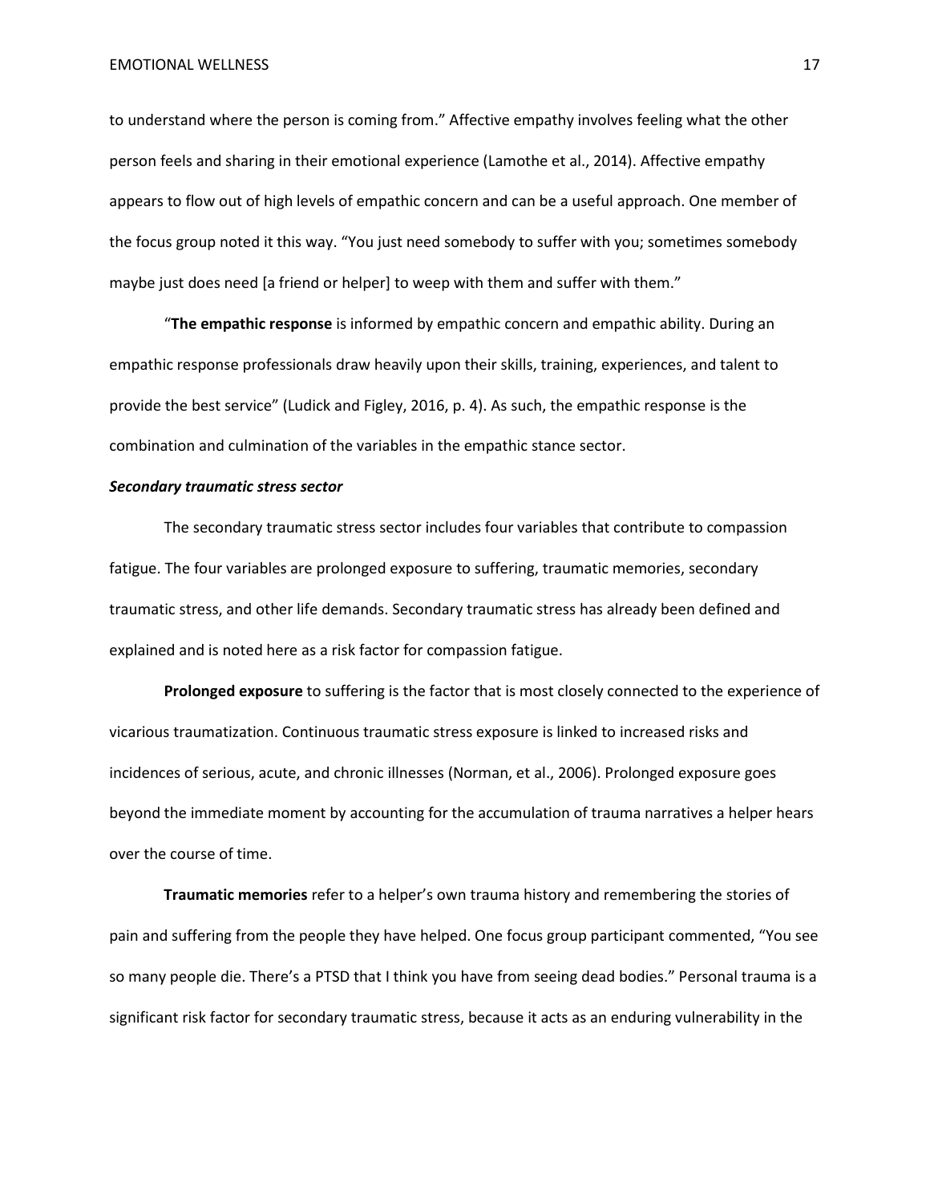to understand where the person is coming from." Affective empathy involves feeling what the other person feels and sharing in their emotional experience (Lamothe et al., 2014). Affective empathy appears to flow out of high levels of empathic concern and can be a useful approach. One member of the focus group noted it this way. "You just need somebody to suffer with you; sometimes somebody maybe just does need [a friend or helper] to weep with them and suffer with them."

"**The empathic response** is informed by empathic concern and empathic ability. During an empathic response professionals draw heavily upon their skills, training, experiences, and talent to provide the best service" (Ludick and Figley, 2016, p. 4). As such, the empathic response is the combination and culmination of the variables in the empathic stance sector.

***Secondary traumatic stress sector***

The secondary traumatic stress sector includes four variables that contribute to compassion fatigue. The four variables are prolonged exposure to suffering, traumatic memories, secondary traumatic stress, and other life demands. Secondary traumatic stress has already been defined and explained and is noted here as a risk factor for compassion fatigue.

**Prolonged exposure** to suffering is the factor that is most closely connected to the experience of vicarious traumatization. Continuous traumatic stress exposure is linked to increased risks and incidences of serious, acute, and chronic illnesses (Norman, et al., 2006). Prolonged exposure goes beyond the immediate moment by accounting for the accumulation of trauma narratives a helper hears over the course of time.

**Traumatic memories** refer to a helper's own trauma history and remembering the stories of pain and suffering from the people they have helped. One focus group participant commented, "You see so many people die. There's a PTSD that I think you have from seeing dead bodies." Personal trauma is a significant risk factor for secondary traumatic stress, because it acts as an enduring vulnerability in the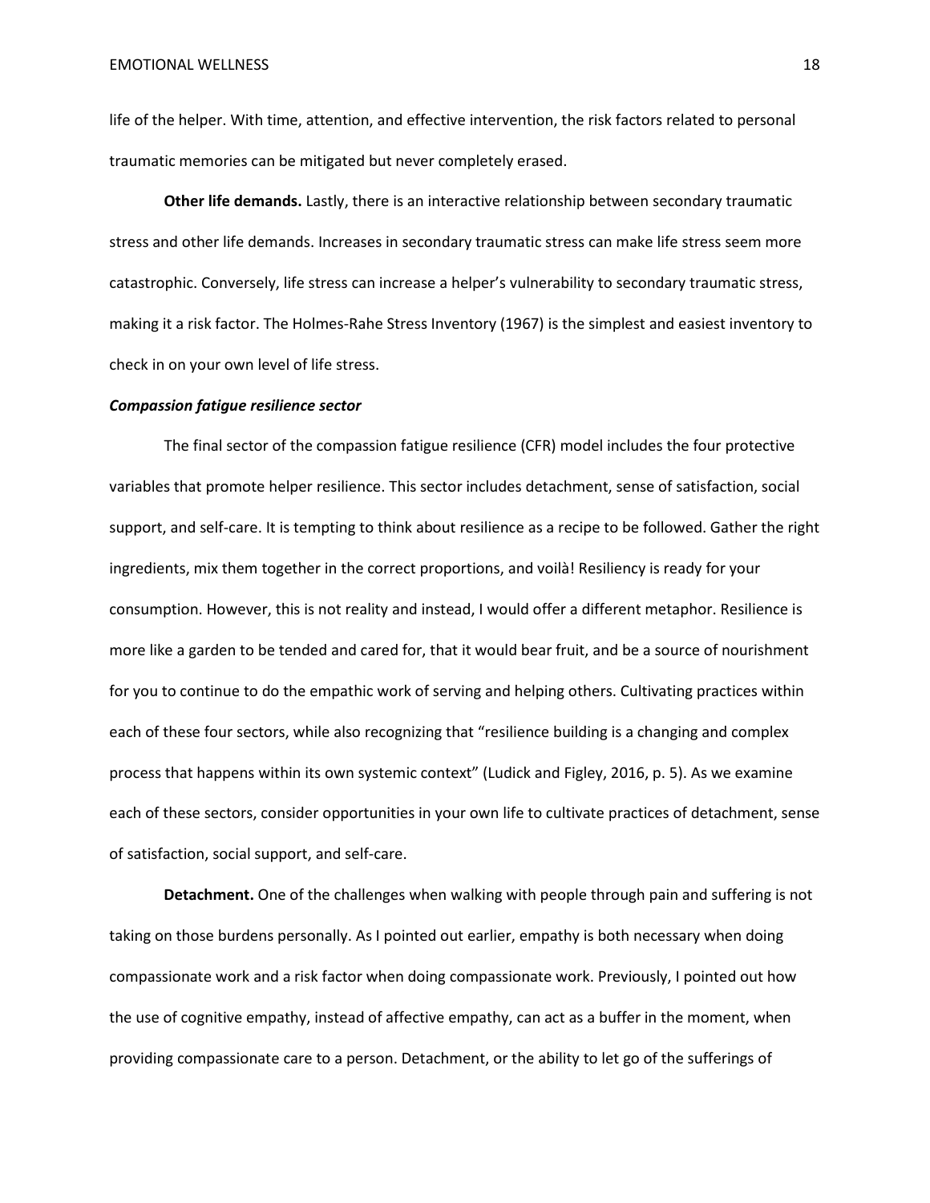life of the helper. With time, attention, and effective intervention, the risk factors related to personal traumatic memories can be mitigated but never completely erased.

**Other life demands.** Lastly, there is an interactive relationship between secondary traumatic stress and other life demands. Increases in secondary traumatic stress can make life stress seem more catastrophic. Conversely, life stress can increase a helper's vulnerability to secondary traumatic stress, making it a risk factor. The Holmes-Rahe Stress Inventory (1967) is the simplest and easiest inventory to check in on your own level of life stress.

***Compassion fatigue resilience sector***

The final sector of the compassion fatigue resilience (CFR) model includes the four protective variables that promote helper resilience. This sector includes detachment, sense of satisfaction, social support, and self-care. It is tempting to think about resilience as a recipe to be followed. Gather the right ingredients, mix them together in the correct proportions, and voilà! Resiliency is ready for your consumption. However, this is not reality and instead, I would offer a different metaphor. Resilience is more like a garden to be tended and cared for, that it would bear fruit, and be a source of nourishment for you to continue to do the empathic work of serving and helping others. Cultivating practices within each of these four sectors, while also recognizing that "resilience building is a changing and complex process that happens within its own systemic context" (Ludick and Figley, 2016, p. 5). As we examine each of these sectors, consider opportunities in your own life to cultivate practices of detachment, sense of satisfaction, social support, and self-care.

**Detachment.** One of the challenges when walking with people through pain and suffering is not taking on those burdens personally. As I pointed out earlier, empathy is both necessary when doing compassionate work and a risk factor when doing compassionate work. Previously, I pointed out how the use of cognitive empathy, instead of affective empathy, can act as a buffer in the moment, when providing compassionate care to a person. Detachment, or the ability to let go of the sufferings of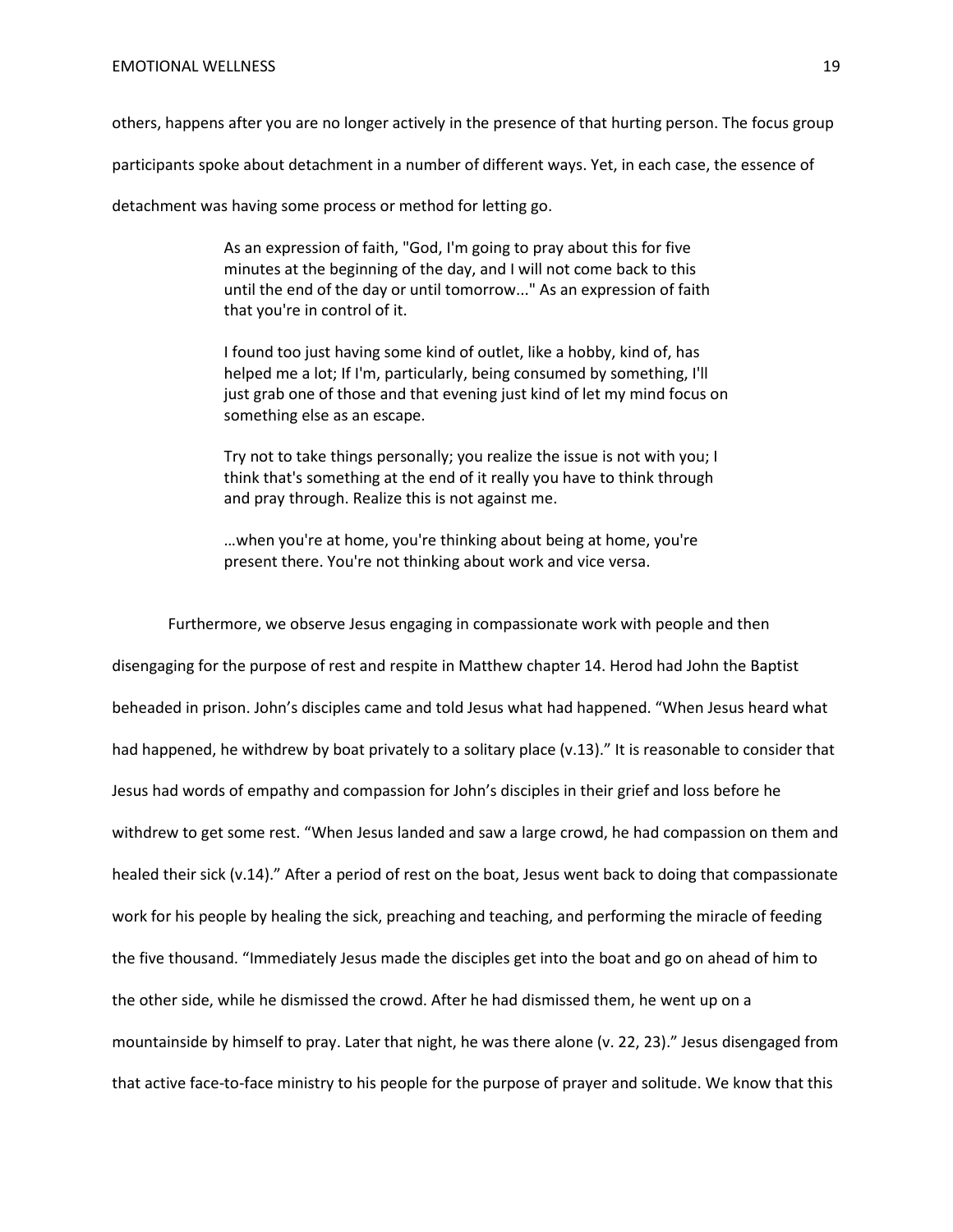others, happens after you are no longer actively in the presence of that hurting person. The focus group participants spoke about detachment in a number of different ways. Yet, in each case, the essence of detachment was having some process or method for letting go.

> As an expression of faith, "God, I'm going to pray about this for five minutes at the beginning of the day, and I will not come back to this until the end of the day or until tomorrow..." As an expression of faith that you're in control of it.
>
> I found too just having some kind of outlet, like a hobby, kind of, has helped me a lot; If I'm, particularly, being consumed by something, I'll just grab one of those and that evening just kind of let my mind focus on something else as an escape.
>
> Try not to take things personally; you realize the issue is not with you; I think that's something at the end of it really you have to think through and pray through. Realize this is not against me.
>
> …when you're at home, you're thinking about being at home, you're present there. You're not thinking about work and vice versa.

Furthermore, we observe Jesus engaging in compassionate work with people and then disengaging for the purpose of rest and respite in Matthew chapter 14. Herod had John the Baptist beheaded in prison. John's disciples came and told Jesus what had happened. "When Jesus heard what had happened, he withdrew by boat privately to a solitary place (v.13)." It is reasonable to consider that Jesus had words of empathy and compassion for John's disciples in their grief and loss before he withdrew to get some rest. "When Jesus landed and saw a large crowd, he had compassion on them and healed their sick (v.14)." After a period of rest on the boat, Jesus went back to doing that compassionate work for his people by healing the sick, preaching and teaching, and performing the miracle of feeding the five thousand. "Immediately Jesus made the disciples get into the boat and go on ahead of him to the other side, while he dismissed the crowd. After he had dismissed them, he went up on a mountainside by himself to pray. Later that night, he was there alone (v. 22, 23)." Jesus disengaged from that active face-to-face ministry to his people for the purpose of prayer and solitude. We know that this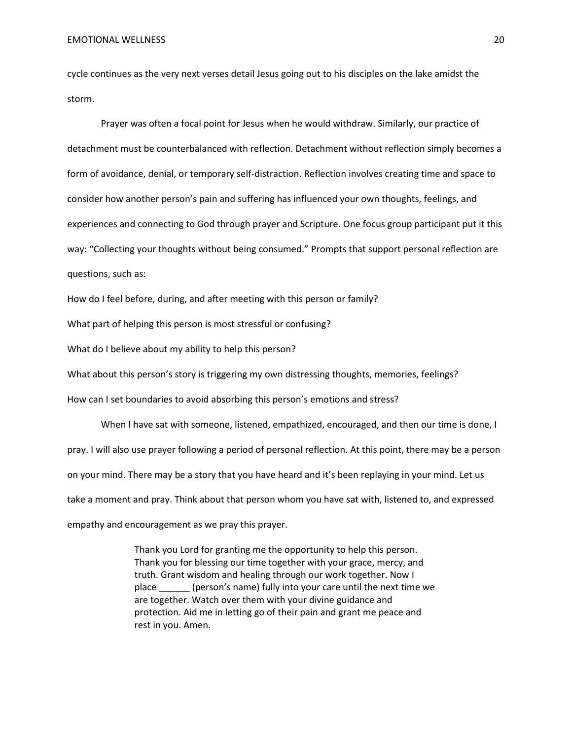cycle continues as the very next verses detail Jesus going out to his disciples on the lake amidst the storm.

Prayer was often a focal point for Jesus when he would withdraw. Similarly, our practice of detachment must be counterbalanced with reflection. Detachment without reflection simply becomes a form of avoidance, denial, or temporary self-distraction. Reflection involves creating time and space to consider how another person's pain and suffering has influenced your own thoughts, feelings, and experiences and connecting to God through prayer and Scripture. One focus group participant put it this way: "Collecting your thoughts without being consumed." Prompts that support personal reflection are questions, such as:

How do I feel before, during, and after meeting with this person or family?

What part of helping this person is most stressful or confusing?

What do I believe about my ability to help this person?

What about this person's story is triggering my own distressing thoughts, memories, feelings?

How can I set boundaries to avoid absorbing this person's emotions and stress?

When I have sat with someone, listened, empathized, encouraged, and then our time is done, I pray. I will also use prayer following a period of personal reflection. At this point, there may be a person on your mind. There may be a story that you have heard and it's been replaying in your mind. Let us take a moment and pray. Think about that person whom you have sat with, listened to, and expressed empathy and encouragement as we pray this prayer.

> Thank you Lord for granting me the opportunity to help this person. Thank you for blessing our time together with your grace, mercy, and truth. Grant wisdom and healing through our work together. Now I place ______ (person's name) fully into your care until the next time we are together. Watch over them with your divine guidance and protection. Aid me in letting go of their pain and grant me peace and rest in you. Amen.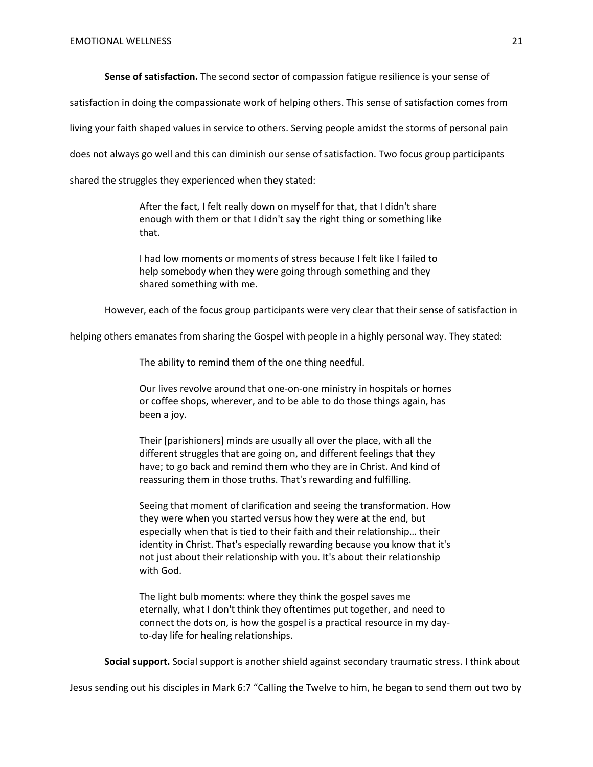**Sense of satisfaction.** The second sector of compassion fatigue resilience is your sense of satisfaction in doing the compassionate work of helping others. This sense of satisfaction comes from living your faith shaped values in service to others. Serving people amidst the storms of personal pain does not always go well and this can diminish our sense of satisfaction. Two focus group participants shared the struggles they experienced when they stated:

> After the fact, I felt really down on myself for that, that I didn't share enough with them or that I didn't say the right thing or something like that.
>
> I had low moments or moments of stress because I felt like I failed to help somebody when they were going through something and they shared something with me.

However, each of the focus group participants were very clear that their sense of satisfaction in helping others emanates from sharing the Gospel with people in a highly personal way. They stated:

> The ability to remind them of the one thing needful.
>
> Our lives revolve around that one-on-one ministry in hospitals or homes or coffee shops, wherever, and to be able to do those things again, has been a joy.
>
> Their [parishioners] minds are usually all over the place, with all the different struggles that are going on, and different feelings that they have; to go back and remind them who they are in Christ. And kind of reassuring them in those truths. That's rewarding and fulfilling.
>
> Seeing that moment of clarification and seeing the transformation. How they were when you started versus how they were at the end, but especially when that is tied to their faith and their relationship… their identity in Christ. That's especially rewarding because you know that it's not just about their relationship with you. It's about their relationship with God.
>
> The light bulb moments: where they think the gospel saves me eternally, what I don't think they oftentimes put together, and need to connect the dots on, is how the gospel is a practical resource in my day-to-day life for healing relationships.

**Social support.** Social support is another shield against secondary traumatic stress. I think about Jesus sending out his disciples in Mark 6:7 "Calling the Twelve to him, he began to send them out two by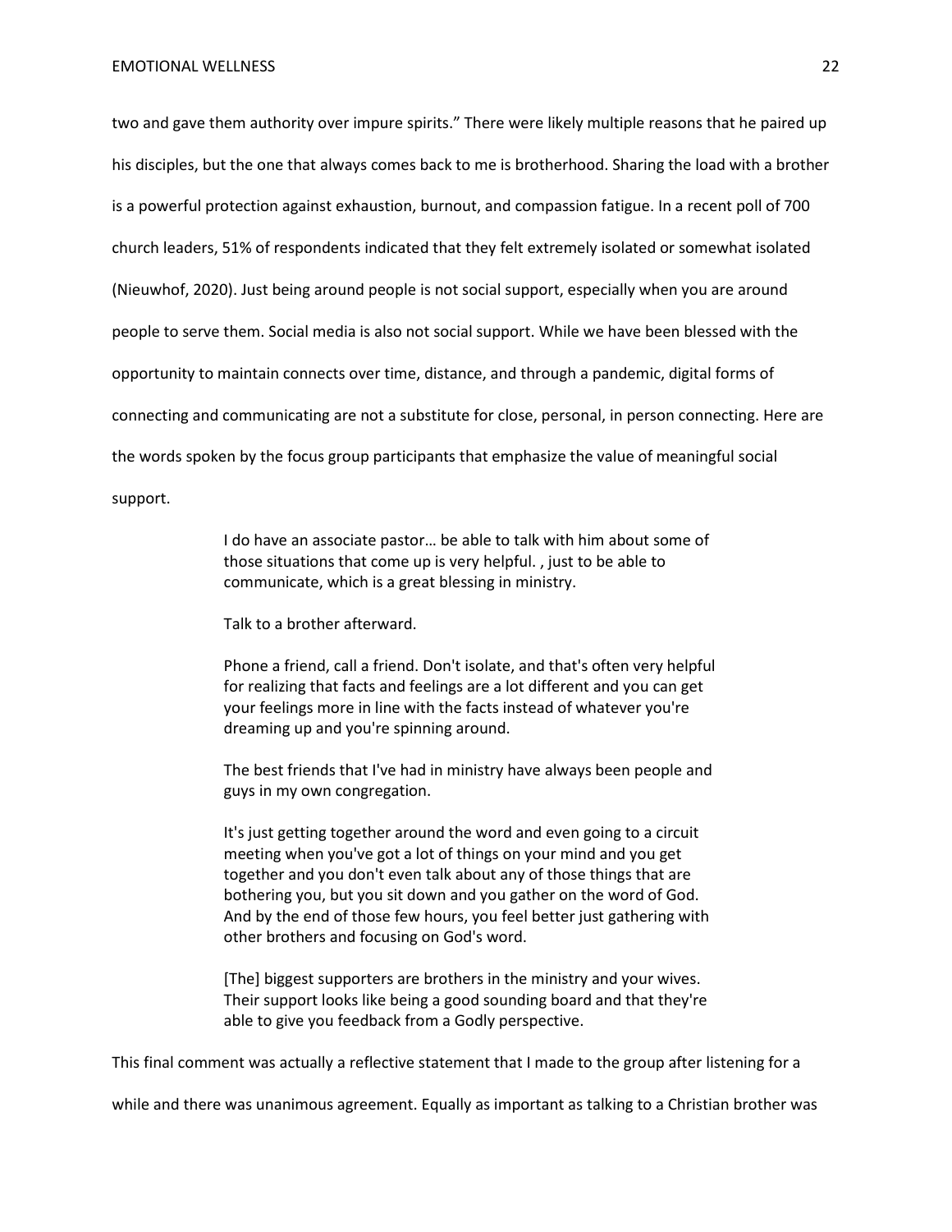two and gave them authority over impure spirits." There were likely multiple reasons that he paired up his disciples, but the one that always comes back to me is brotherhood. Sharing the load with a brother is a powerful protection against exhaustion, burnout, and compassion fatigue. In a recent poll of 700 church leaders, 51% of respondents indicated that they felt extremely isolated or somewhat isolated (Nieuwhof, 2020). Just being around people is not social support, especially when you are around people to serve them. Social media is also not social support. While we have been blessed with the opportunity to maintain connects over time, distance, and through a pandemic, digital forms of connecting and communicating are not a substitute for close, personal, in person connecting. Here are the words spoken by the focus group participants that emphasize the value of meaningful social support.

> I do have an associate pastor… be able to talk with him about some of those situations that come up is very helpful. , just to be able to communicate, which is a great blessing in ministry.
>
> Talk to a brother afterward.
>
> Phone a friend, call a friend. Don't isolate, and that's often very helpful for realizing that facts and feelings are a lot different and you can get your feelings more in line with the facts instead of whatever you're dreaming up and you're spinning around.
>
> The best friends that I've had in ministry have always been people and guys in my own congregation.
>
> It's just getting together around the word and even going to a circuit meeting when you've got a lot of things on your mind and you get together and you don't even talk about any of those things that are bothering you, but you sit down and you gather on the word of God. And by the end of those few hours, you feel better just gathering with other brothers and focusing on God's word.
>
> [The] biggest supporters are brothers in the ministry and your wives. Their support looks like being a good sounding board and that they're able to give you feedback from a Godly perspective.

This final comment was actually a reflective statement that I made to the group after listening for a while and there was unanimous agreement. Equally as important as talking to a Christian brother was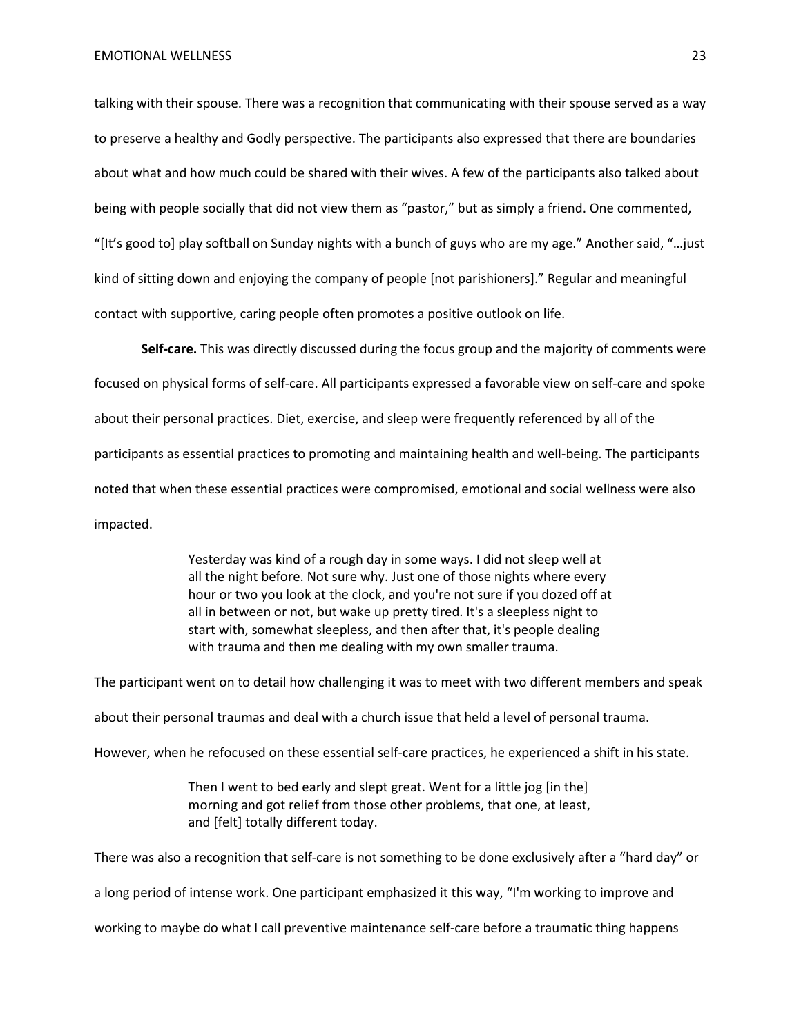talking with their spouse. There was a recognition that communicating with their spouse served as a way to preserve a healthy and Godly perspective. The participants also expressed that there are boundaries about what and how much could be shared with their wives. A few of the participants also talked about being with people socially that did not view them as "pastor," but as simply a friend. One commented, "[It's good to] play softball on Sunday nights with a bunch of guys who are my age." Another said, "…just kind of sitting down and enjoying the company of people [not parishioners]." Regular and meaningful contact with supportive, caring people often promotes a positive outlook on life.

**Self-care.** This was directly discussed during the focus group and the majority of comments were focused on physical forms of self-care. All participants expressed a favorable view on self-care and spoke about their personal practices. Diet, exercise, and sleep were frequently referenced by all of the participants as essential practices to promoting and maintaining health and well-being. The participants noted that when these essential practices were compromised, emotional and social wellness were also impacted.

> Yesterday was kind of a rough day in some ways. I did not sleep well at all the night before. Not sure why. Just one of those nights where every hour or two you look at the clock, and you're not sure if you dozed off at all in between or not, but wake up pretty tired. It's a sleepless night to start with, somewhat sleepless, and then after that, it's people dealing with trauma and then me dealing with my own smaller trauma.

The participant went on to detail how challenging it was to meet with two different members and speak about their personal traumas and deal with a church issue that held a level of personal trauma. However, when he refocused on these essential self-care practices, he experienced a shift in his state.

> Then I went to bed early and slept great. Went for a little jog [in the] morning and got relief from those other problems, that one, at least, and [felt] totally different today.

There was also a recognition that self-care is not something to be done exclusively after a "hard day" or a long period of intense work. One participant emphasized it this way, "I'm working to improve and working to maybe do what I call preventive maintenance self-care before a traumatic thing happens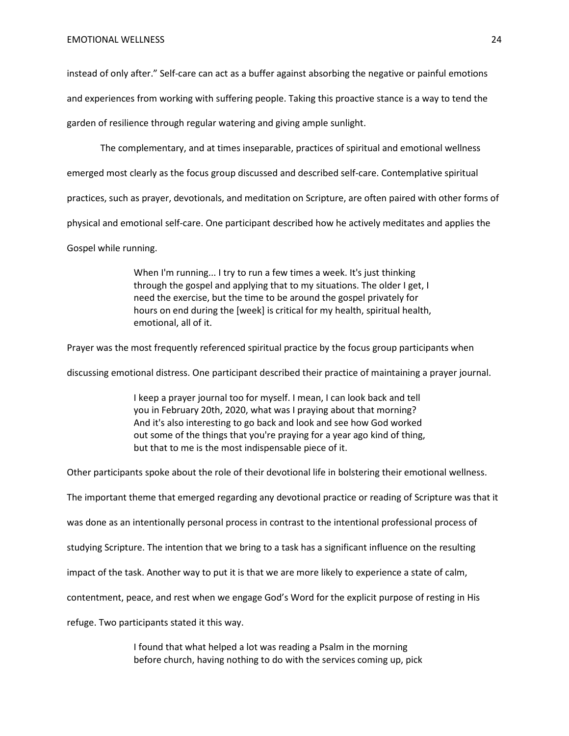instead of only after." Self-care can act as a buffer against absorbing the negative or painful emotions and experiences from working with suffering people. Taking this proactive stance is a way to tend the garden of resilience through regular watering and giving ample sunlight.

The complementary, and at times inseparable, practices of spiritual and emotional wellness emerged most clearly as the focus group discussed and described self-care. Contemplative spiritual practices, such as prayer, devotionals, and meditation on Scripture, are often paired with other forms of physical and emotional self-care. One participant described how he actively meditates and applies the Gospel while running.

> When I'm running... I try to run a few times a week. It's just thinking through the gospel and applying that to my situations. The older I get, I need the exercise, but the time to be around the gospel privately for hours on end during the [week] is critical for my health, spiritual health, emotional, all of it.

Prayer was the most frequently referenced spiritual practice by the focus group participants when discussing emotional distress. One participant described their practice of maintaining a prayer journal.

> I keep a prayer journal too for myself. I mean, I can look back and tell you in February 20th, 2020, what was I praying about that morning? And it's also interesting to go back and look and see how God worked out some of the things that you're praying for a year ago kind of thing, but that to me is the most indispensable piece of it.

Other participants spoke about the role of their devotional life in bolstering their emotional wellness. The important theme that emerged regarding any devotional practice or reading of Scripture was that it was done as an intentionally personal process in contrast to the intentional professional process of studying Scripture. The intention that we bring to a task has a significant influence on the resulting impact of the task. Another way to put it is that we are more likely to experience a state of calm, contentment, peace, and rest when we engage God's Word for the explicit purpose of resting in His refuge. Two participants stated it this way.

> I found that what helped a lot was reading a Psalm in the morning before church, having nothing to do with the services coming up, pick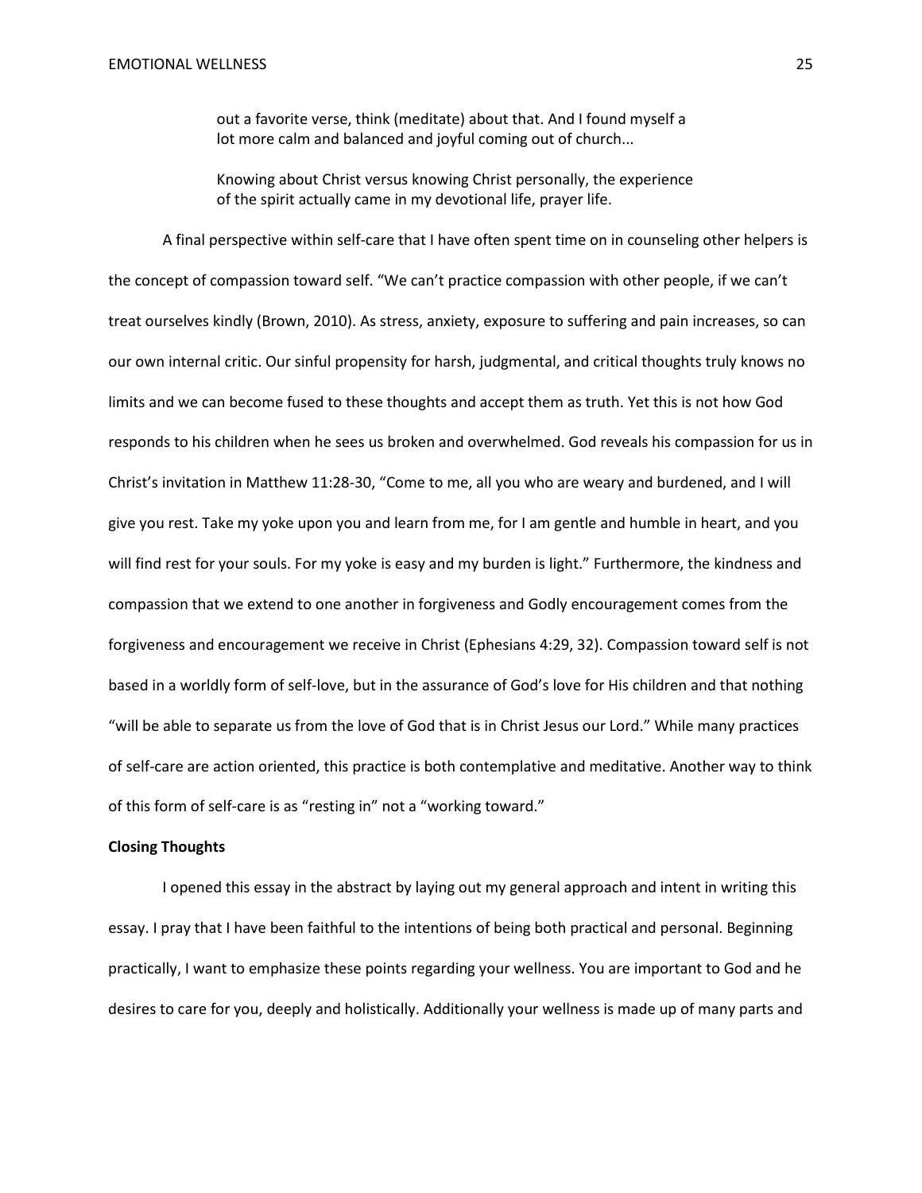> out a favorite verse, think (meditate) about that. And I found myself a lot more calm and balanced and joyful coming out of church...
>
> Knowing about Christ versus knowing Christ personally, the experience of the spirit actually came in my devotional life, prayer life.

A final perspective within self-care that I have often spent time on in counseling other helpers is the concept of compassion toward self. "We can't practice compassion with other people, if we can't treat ourselves kindly (Brown, 2010). As stress, anxiety, exposure to suffering and pain increases, so can our own internal critic. Our sinful propensity for harsh, judgmental, and critical thoughts truly knows no limits and we can become fused to these thoughts and accept them as truth. Yet this is not how God responds to his children when he sees us broken and overwhelmed. God reveals his compassion for us in Christ's invitation in Matthew 11:28-30, "Come to me, all you who are weary and burdened, and I will give you rest. Take my yoke upon you and learn from me, for I am gentle and humble in heart, and you will find rest for your souls. For my yoke is easy and my burden is light." Furthermore, the kindness and compassion that we extend to one another in forgiveness and Godly encouragement comes from the forgiveness and encouragement we receive in Christ (Ephesians 4:29, 32). Compassion toward self is not based in a worldly form of self-love, but in the assurance of God's love for His children and that nothing "will be able to separate us from the love of God that is in Christ Jesus our Lord." While many practices of self-care are action oriented, this practice is both contemplative and meditative. Another way to think of this form of self-care is as "resting in" not a "working toward."

**Closing Thoughts**

I opened this essay in the abstract by laying out my general approach and intent in writing this essay. I pray that I have been faithful to the intentions of being both practical and personal. Beginning practically, I want to emphasize these points regarding your wellness. You are important to God and he desires to care for you, deeply and holistically. Additionally your wellness is made up of many parts and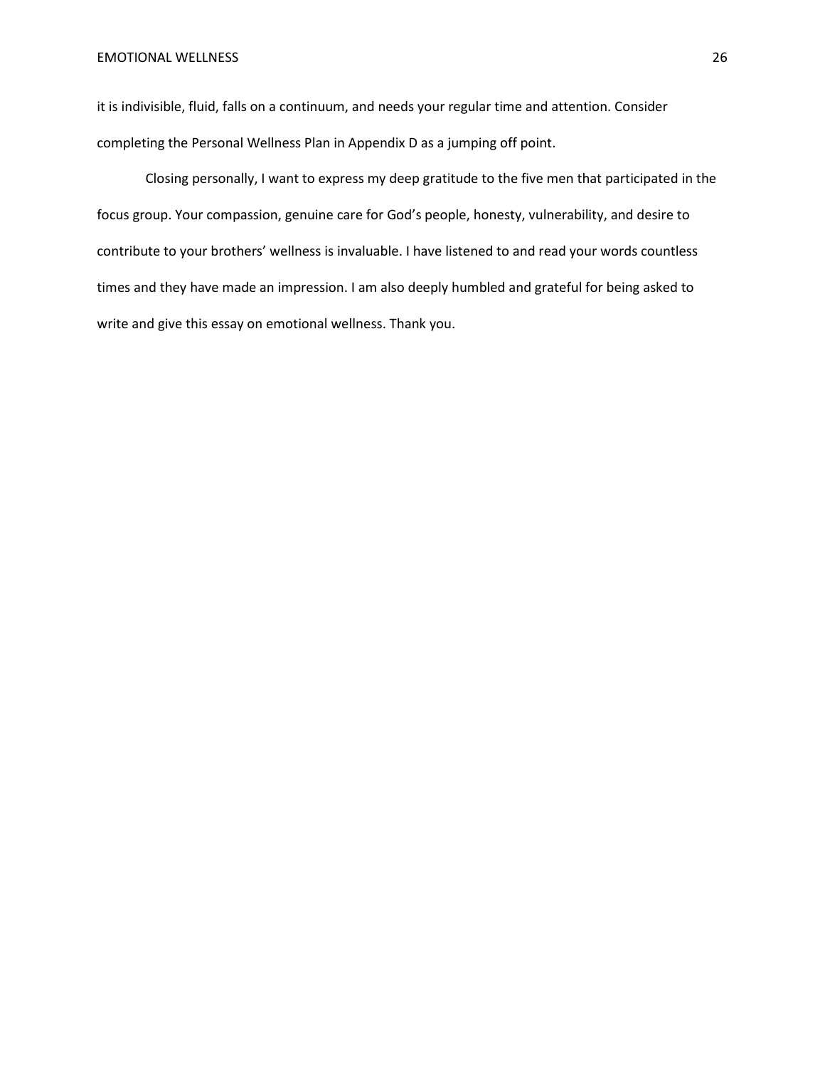it is indivisible, fluid, falls on a continuum, and needs your regular time and attention. Consider completing the Personal Wellness Plan in Appendix D as a jumping off point.

Closing personally, I want to express my deep gratitude to the five men that participated in the focus group. Your compassion, genuine care for God's people, honesty, vulnerability, and desire to contribute to your brothers' wellness is invaluable. I have listened to and read your words countless times and they have made an impression. I am also deeply humbled and grateful for being asked to write and give this essay on emotional wellness. Thank you.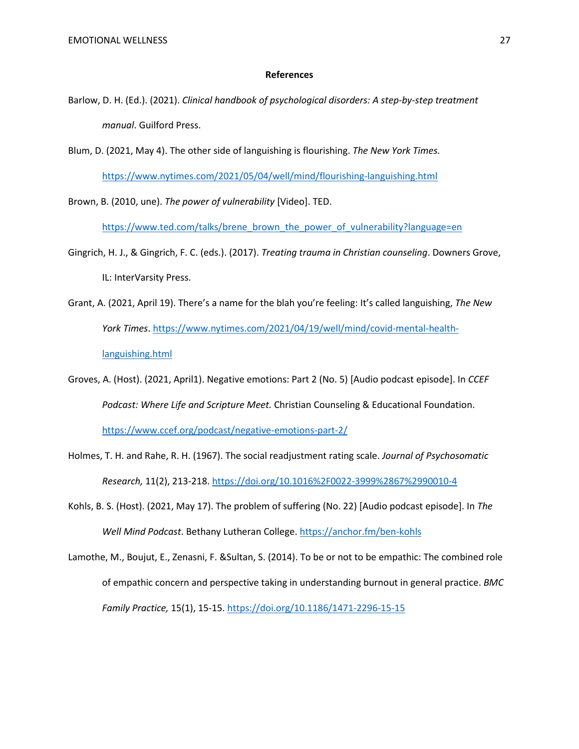**References**

Barlow, D. H. (Ed.). (2021). *Clinical handbook of psychological disorders: A step-by-step treatment manual*. Guilford Press.

Blum, D. (2021, May 4). The other side of languishing is flourishing. *The New York Times.* https://www.nytimes.com/2021/05/04/well/mind/flourishing-languishing.html

Brown, B. (2010, une). *The power of vulnerability* [Video]. TED. https://www.ted.com/talks/brene_brown_the_power_of_vulnerability?language=en

Gingrich, H. J., & Gingrich, F. C. (eds.). (2017). *Treating trauma in Christian counseling*. Downers Grove, IL: InterVarsity Press.

Grant, A. (2021, April 19). There's a name for the blah you're feeling: It's called languishing, *The New York Times*. https://www.nytimes.com/2021/04/19/well/mind/covid-mental-health-languishing.html

Groves, A. (Host). (2021, April1). Negative emotions: Part 2 (No. 5) [Audio podcast episode]. In *CCEF Podcast: Where Life and Scripture Meet.* Christian Counseling & Educational Foundation. https://www.ccef.org/podcast/negative-emotions-part-2/

Holmes, T. H. and Rahe, R. H. (1967). The social readjustment rating scale. *Journal of Psychosomatic Research,* 11(2), 213-218. https://doi.org/10.1016%2F0022-3999%2867%2990010-4

Kohls, B. S. (Host). (2021, May 17). The problem of suffering (No. 22) [Audio podcast episode]. In *The Well Mind Podcast*. Bethany Lutheran College. https://anchor.fm/ben-kohls

Lamothe, M., Boujut, E., Zenasni, F. &Sultan, S. (2014). To be or not to be empathic: The combined role of empathic concern and perspective taking in understanding burnout in general practice. *BMC Family Practice,* 15(1), 15-15. https://doi.org/10.1186/1471-2296-15-15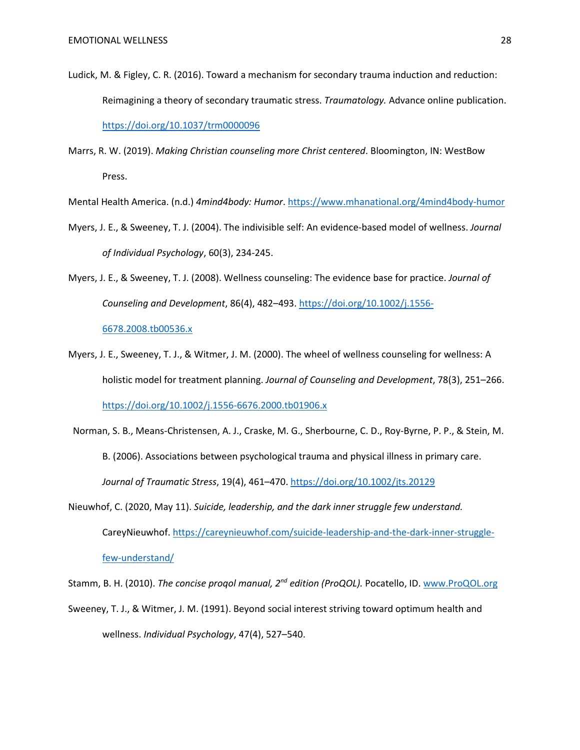Ludick, M. & Figley, C. R. (2016). Toward a mechanism for secondary trauma induction and reduction: Reimagining a theory of secondary traumatic stress. *Traumatology.* Advance online publication. https://doi.org/10.1037/trm0000096

Marrs, R. W. (2019). *Making Christian counseling more Christ centered*. Bloomington, IN: WestBow Press.

Mental Health America. (n.d.) *4mind4body: Humor*. https://www.mhanational.org/4mind4body-humor

Myers, J. E., & Sweeney, T. J. (2004). The indivisible self: An evidence-based model of wellness. *Journal of Individual Psychology*, 60(3), 234-245.

Myers, J. E., & Sweeney, T. J. (2008). Wellness counseling: The evidence base for practice. *Journal of Counseling and Development*, 86(4), 482–493. https://doi.org/10.1002/j.1556-6678.2008.tb00536.x

Myers, J. E., Sweeney, T. J., & Witmer, J. M. (2000). The wheel of wellness counseling for wellness: A holistic model for treatment planning. *Journal of Counseling and Development*, 78(3), 251–266. https://doi.org/10.1002/j.1556-6676.2000.tb01906.x

Norman, S. B., Means-Christensen, A. J., Craske, M. G., Sherbourne, C. D., Roy-Byrne, P. P., & Stein, M. B. (2006). Associations between psychological trauma and physical illness in primary care. *Journal of Traumatic Stress*, 19(4), 461–470. https://doi.org/10.1002/jts.20129

Nieuwhof, C. (2020, May 11). *Suicide, leadership, and the dark inner struggle few understand.* CareyNieuwhof. https://careynieuwhof.com/suicide-leadership-and-the-dark-inner-struggle-few-understand/

Stamm, B. H. (2010). *The concise proqol manual, 2nd edition (ProQOL).* Pocatello, ID. www.ProQOL.org

Sweeney, T. J., & Witmer, J. M. (1991). Beyond social interest striving toward optimum health and wellness. *Individual Psychology*, 47(4), 527–540.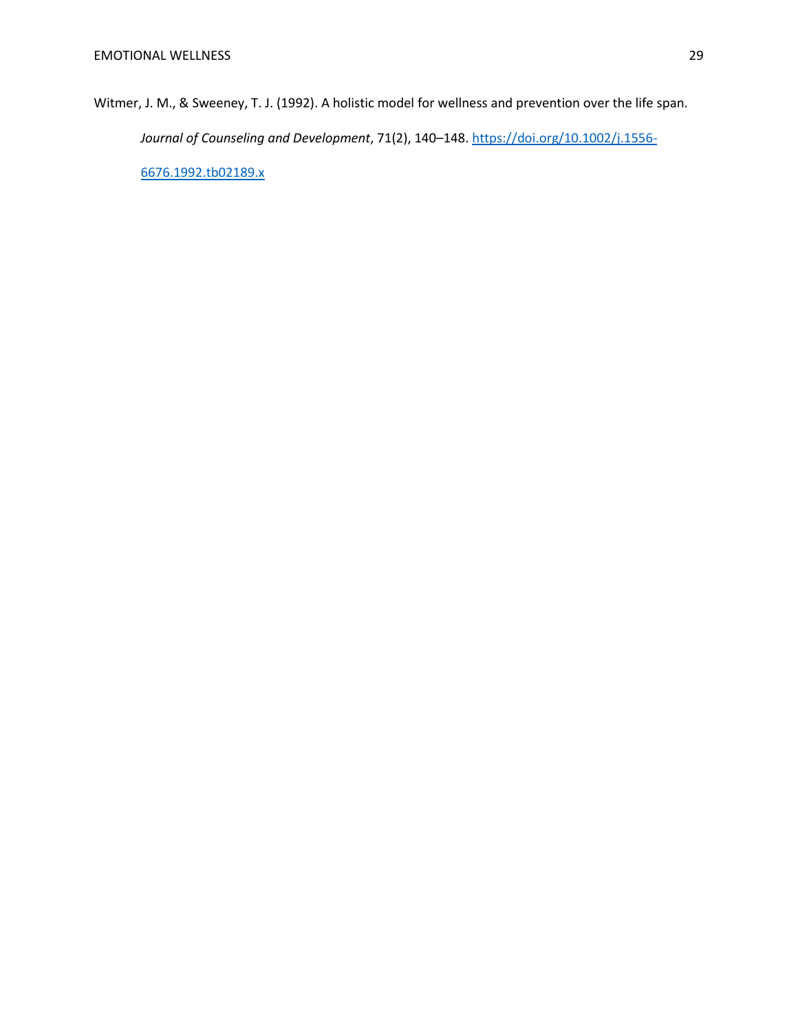Witmer, J. M., & Sweeney, T. J. (1992). A holistic model for wellness and prevention over the life span. *Journal of Counseling and Development*, 71(2), 140–148. https://doi.org/10.1002/j.1556-6676.1992.tb02189.x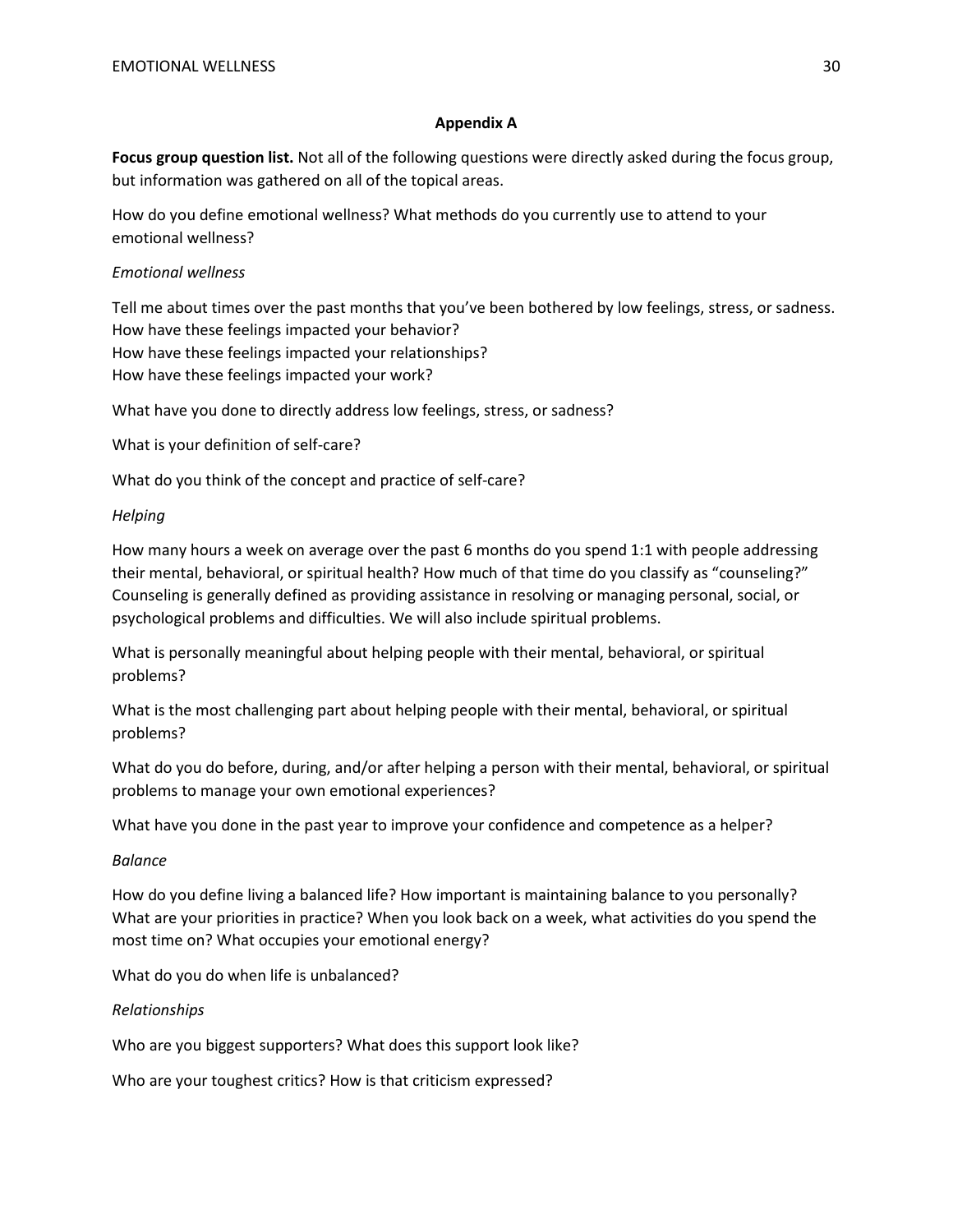## Appendix A

**Focus group question list.** Not all of the following questions were directly asked during the focus group, but information was gathered on all of the topical areas.

How do you define emotional wellness? What methods do you currently use to attend to your emotional wellness?

*Emotional wellness*

Tell me about times over the past months that you've been bothered by low feelings, stress, or sadness.
How have these feelings impacted your behavior?
How have these feelings impacted your relationships?
How have these feelings impacted your work?

What have you done to directly address low feelings, stress, or sadness?

What is your definition of self-care?

What do you think of the concept and practice of self-care?

*Helping*

How many hours a week on average over the past 6 months do you spend 1:1 with people addressing their mental, behavioral, or spiritual health? How much of that time do you classify as "counseling?" Counseling is generally defined as providing assistance in resolving or managing personal, social, or psychological problems and difficulties. We will also include spiritual problems.

What is personally meaningful about helping people with their mental, behavioral, or spiritual problems?

What is the most challenging part about helping people with their mental, behavioral, or spiritual problems?

What do you do before, during, and/or after helping a person with their mental, behavioral, or spiritual problems to manage your own emotional experiences?

What have you done in the past year to improve your confidence and competence as a helper?

*Balance*

How do you define living a balanced life? How important is maintaining balance to you personally? What are your priorities in practice? When you look back on a week, what activities do you spend the most time on? What occupies your emotional energy?

What do you do when life is unbalanced?

*Relationships*

Who are you biggest supporters? What does this support look like?

Who are your toughest critics? How is that criticism expressed?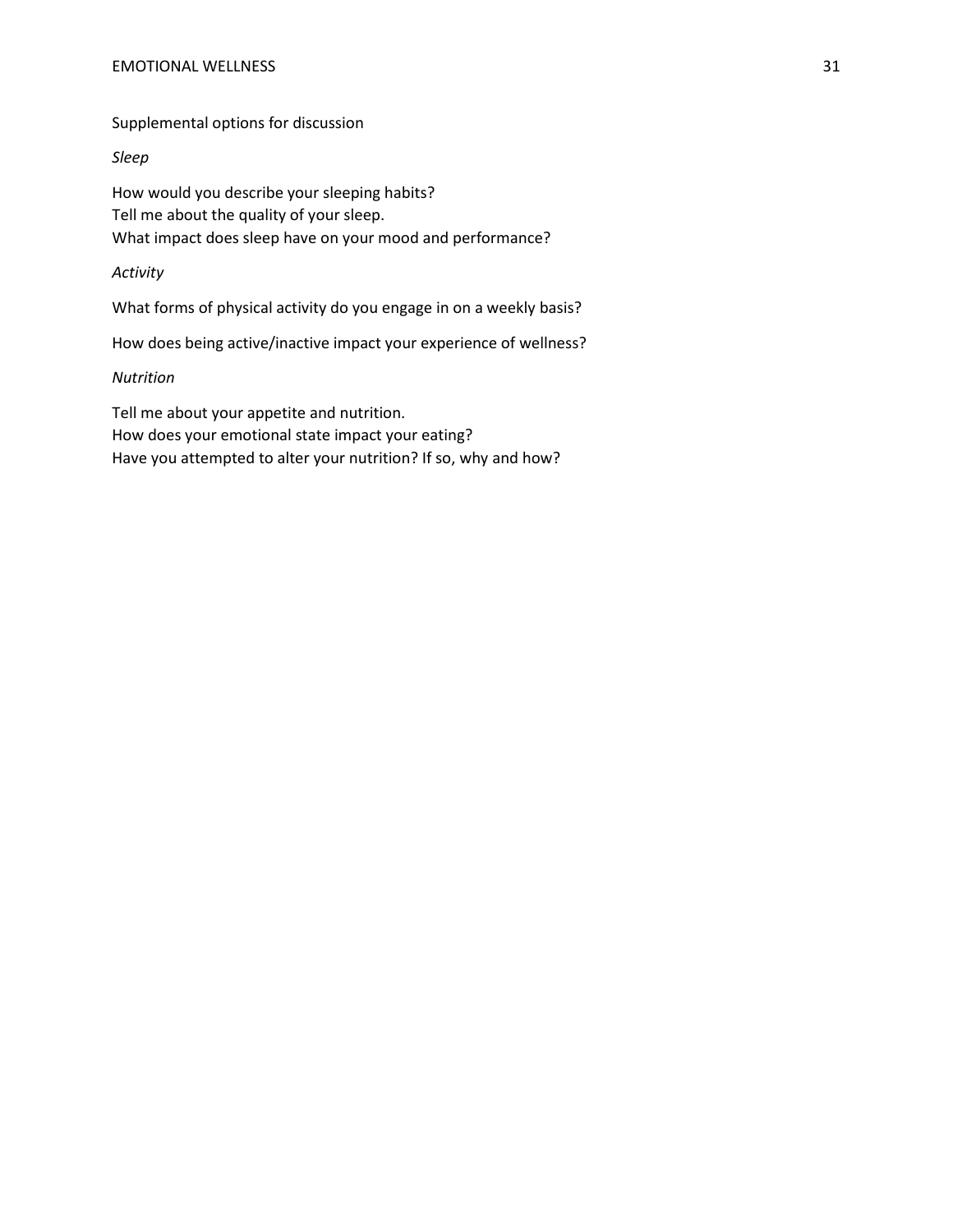Supplemental options for discussion

*Sleep*

How would you describe your sleeping habits?
Tell me about the quality of your sleep.
What impact does sleep have on your mood and performance?

*Activity*

What forms of physical activity do you engage in on a weekly basis?

How does being active/inactive impact your experience of wellness?

*Nutrition*

Tell me about your appetite and nutrition.
How does your emotional state impact your eating?
Have you attempted to alter your nutrition? If so, why and how?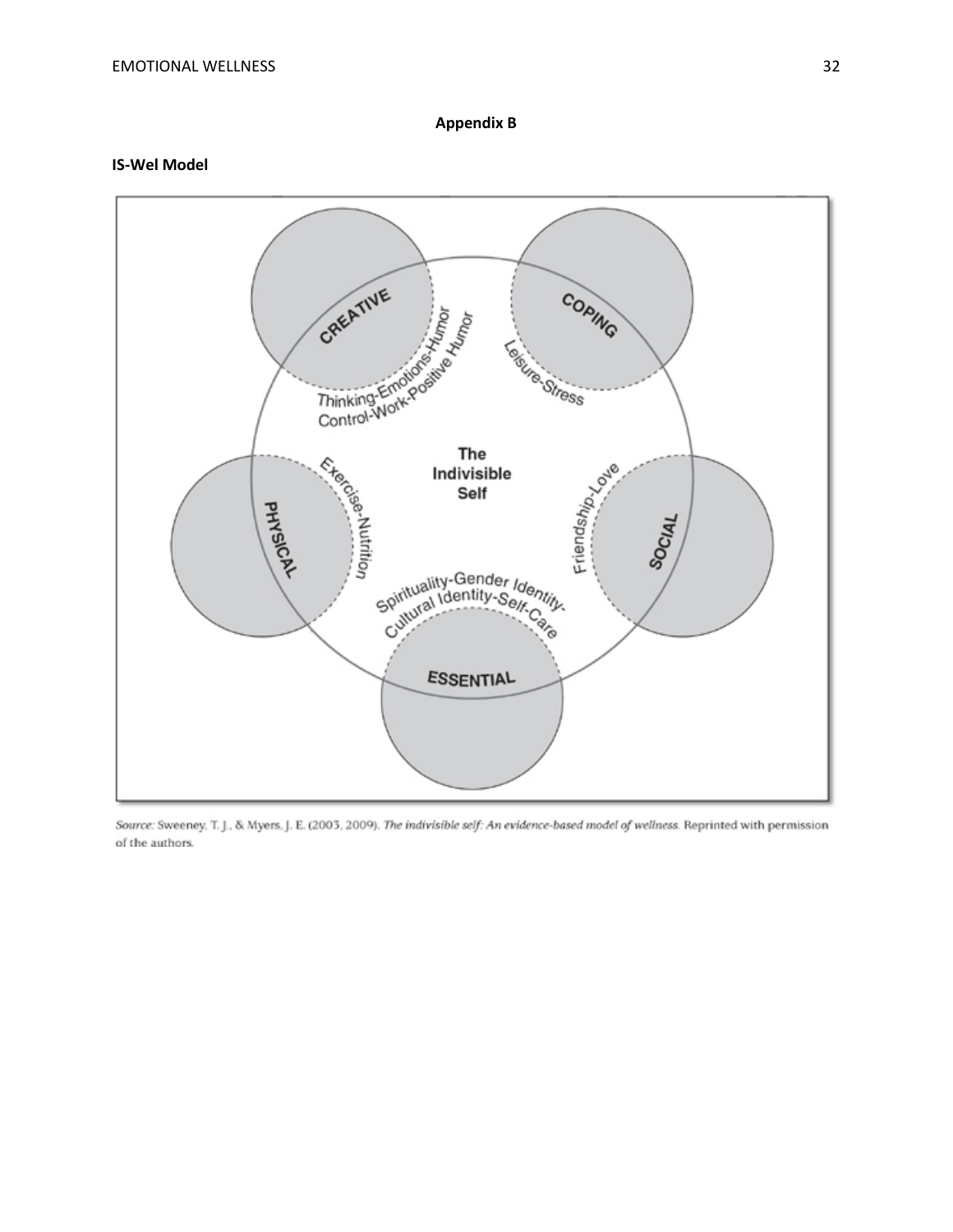# Appendix B

**IS-Wel Model**

CREATIVE

Thinking-Emotions-Humor
Control-Work-Positive Humor

COPING

Leisure-Stress

The Indivisible Self

PHYSICAL

Exercise-Nutrition

SOCIAL

Friendship-Love

ESSENTIAL

Spirituality-Gender Identity-
Cultural Identity-Self-Care

*Source:* Sweeney, T. J., & Myers, J. E. (2003, 2009). *The indivisible self: An evidence-based model of wellness.* Reprinted with permission of the authors.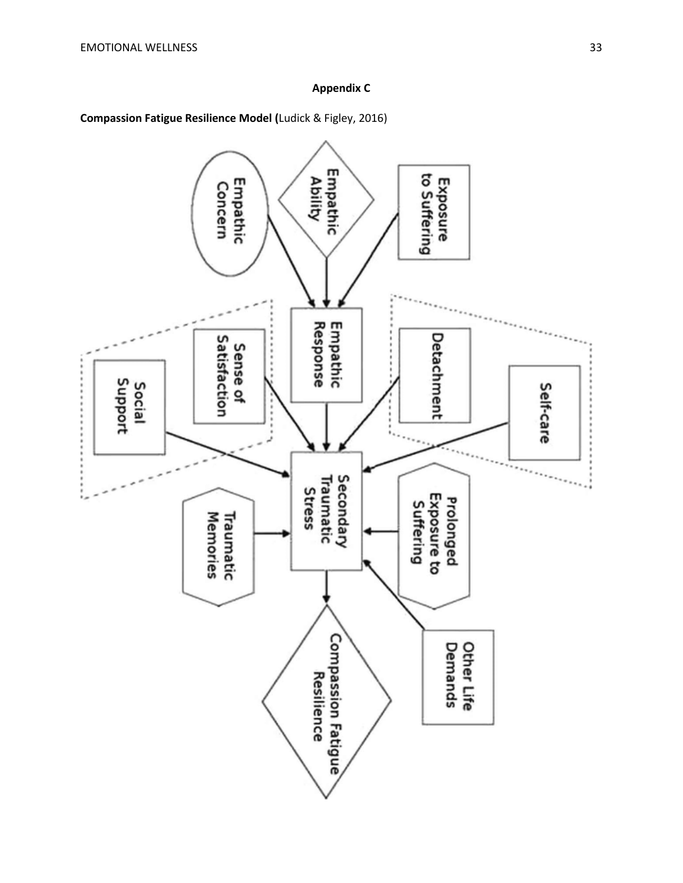**Appendix C**

**Compassion Fatigue Resilience Model (**Ludick & Figley, 2016)

Empathic Concern

Empathic Ability

Exposure to Suffering

Empathic Response

Sense of Satisfaction

Social Support

Detachment

Self-care

Secondary Traumatic Stress

Traumatic Memories

Prolonged Exposure to Suffering

Other Life Demands

Compassion Fatigue Resilience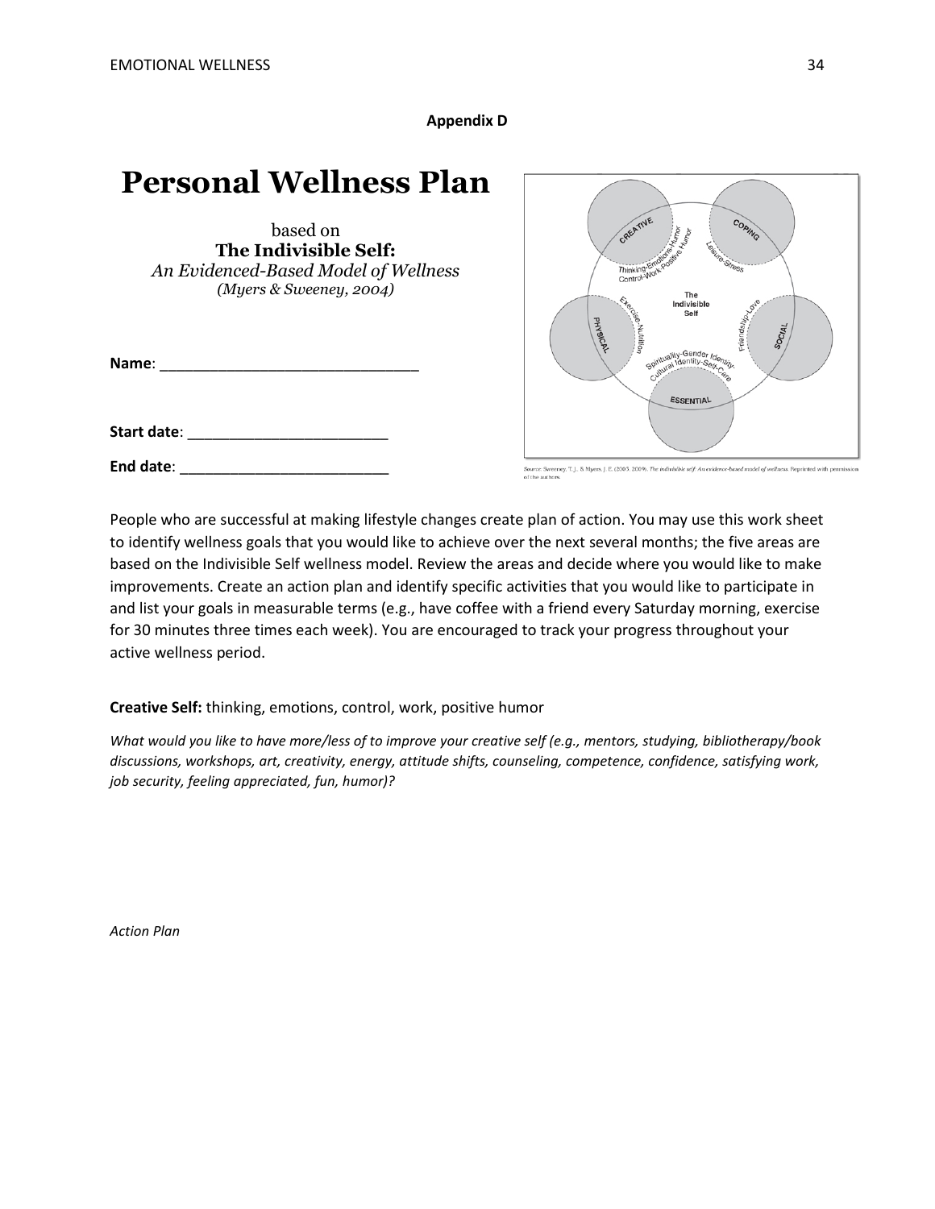**Appendix D**

# Personal Wellness Plan

based on
**The Indivisible Self:**
*An Evidenced-Based Model of Wellness*
*(Myers & Sweeney, 2004)*

**Name**: ______________________________

**Start date**: ________________________

**End date**: __________________________

Source: Sweeney, T. J., & Myers, J. E. (2005, 2009). *The indivisible self: An evidence-based model of wellness.* Reprinted with permission of the authors.

People who are successful at making lifestyle changes create plan of action. You may use this work sheet to identify wellness goals that you would like to achieve over the next several months; the five areas are based on the Indivisible Self wellness model. Review the areas and decide where you would like to make improvements. Create an action plan and identify specific activities that you would like to participate in and list your goals in measurable terms (e.g., have coffee with a friend every Saturday morning, exercise for 30 minutes three times each week). You are encouraged to track your progress throughout your active wellness period.

**Creative Self:** thinking, emotions, control, work, positive humor

*What would you like to have more/less of to improve your creative self (e.g., mentors, studying, bibliotherapy/book discussions, workshops, art, creativity, energy, attitude shifts, counseling, competence, confidence, satisfying work, job security, feeling appreciated, fun, humor)?*

*Action Plan*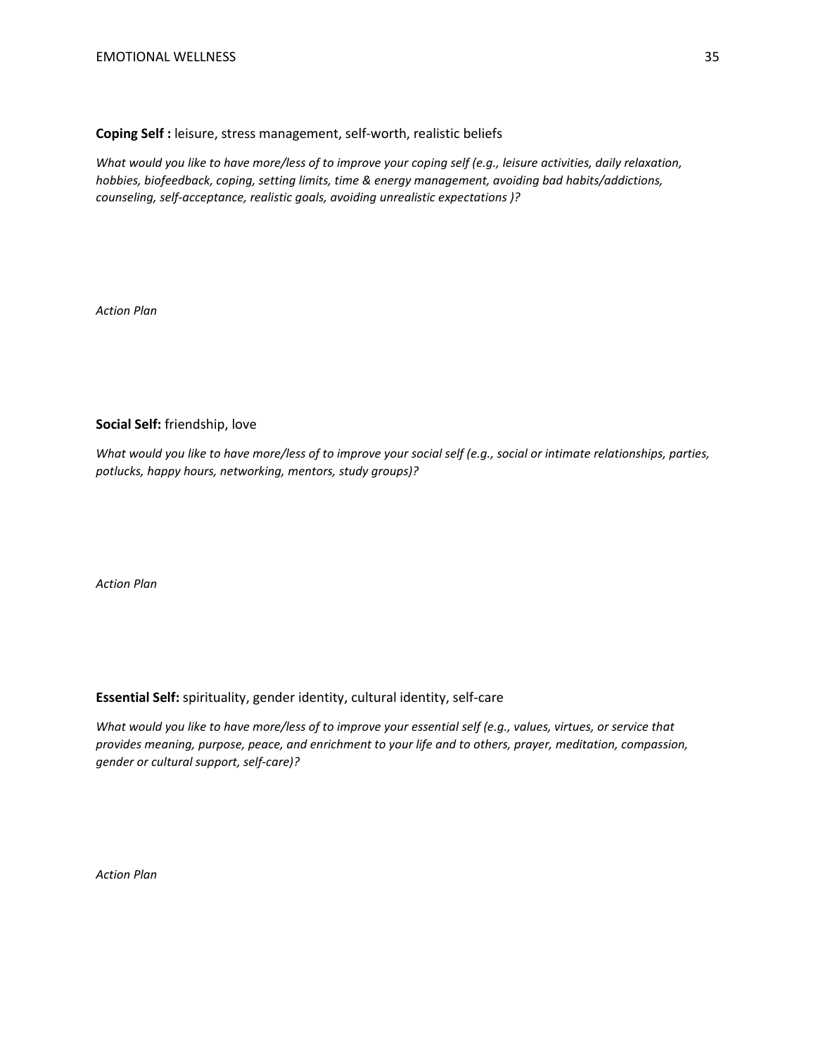**Coping Self :** leisure, stress management, self-worth, realistic beliefs

*What would you like to have more/less of to improve your coping self (e.g., leisure activities, daily relaxation, hobbies, biofeedback, coping, setting limits, time & energy management, avoiding bad habits/addictions, counseling, self-acceptance, realistic goals, avoiding unrealistic expectations )?*

*Action Plan*

**Social Self:** friendship, love

*What would you like to have more/less of to improve your social self (e.g., social or intimate relationships, parties, potlucks, happy hours, networking, mentors, study groups)?*

*Action Plan*

**Essential Self:** spirituality, gender identity, cultural identity, self-care

*What would you like to have more/less of to improve your essential self (e.g., values, virtues, or service that provides meaning, purpose, peace, and enrichment to your life and to others, prayer, meditation, compassion, gender or cultural support, self-care)?*

*Action Plan*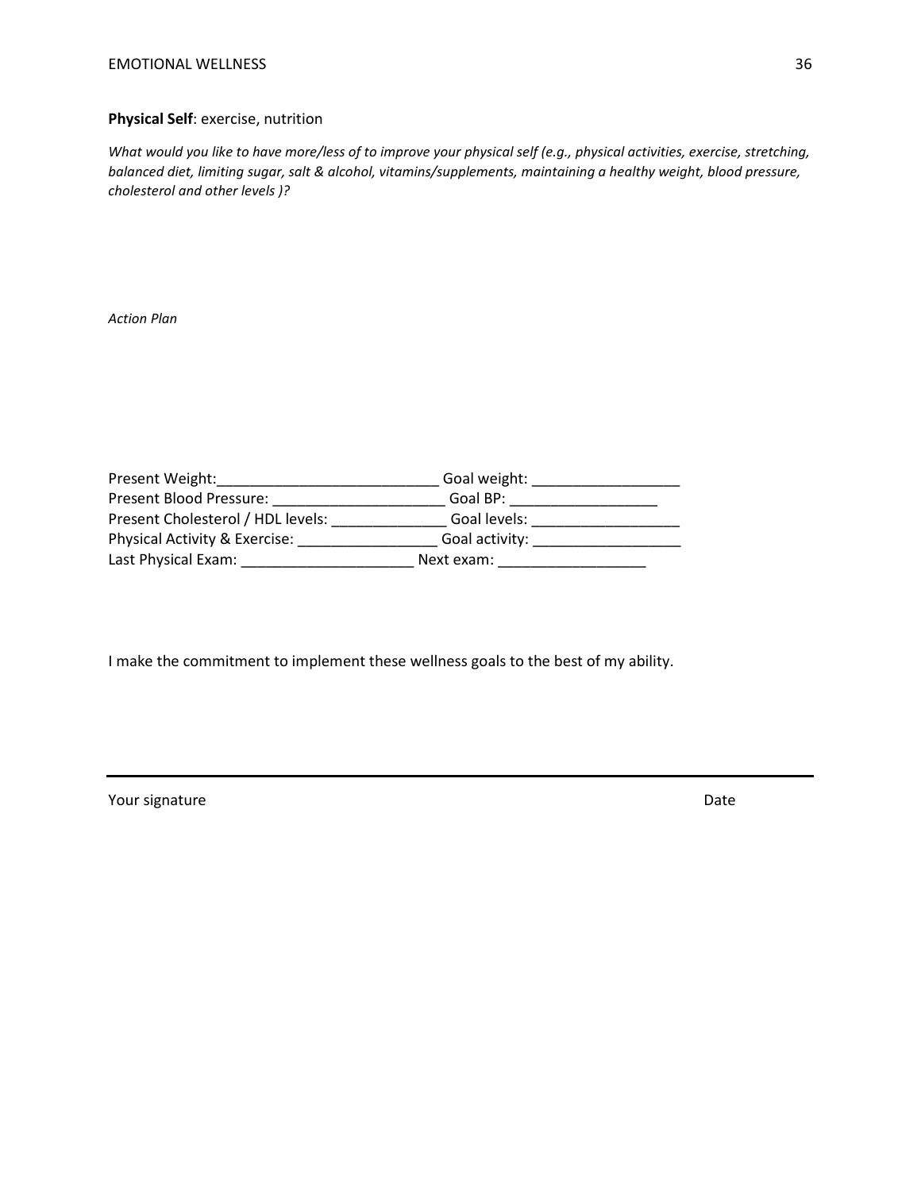**Physical Self**: exercise, nutrition

*What would you like to have more/less of to improve your physical self (e.g., physical activities, exercise, stretching, balanced diet, limiting sugar, salt & alcohol, vitamins/supplements, maintaining a healthy weight, blood pressure, cholesterol and other levels )?*

*Action Plan*

Present Weight:___________________________ Goal weight: __________________
Present Blood Pressure: _____________________ Goal BP: __________________
Present Cholesterol / HDL levels: ______________ Goal levels: __________________
Physical Activity & Exercise: _________________ Goal activity: __________________
Last Physical Exam: _____________________ Next exam: __________________

I make the commitment to implement these wellness goals to the best of my ability.

Your signature    Date